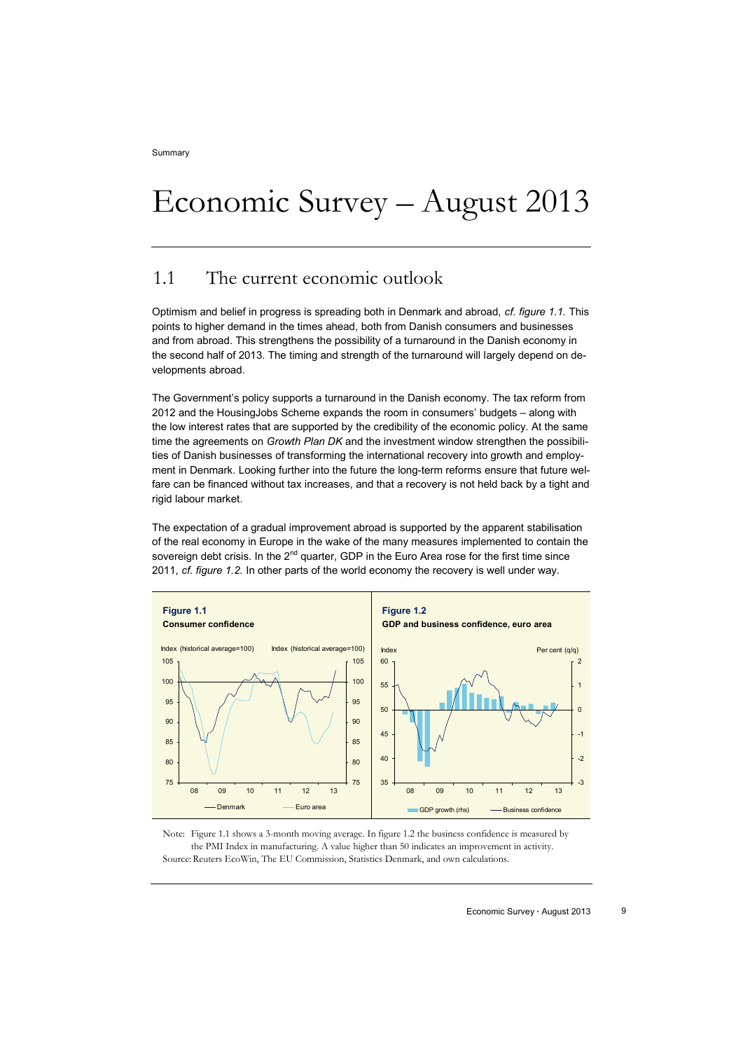# Economic Survey – August 2013

## 1.1 The current economic outlook

Optimism and belief in progress is spreading both in Denmark and abroad, *cf. figure 1.1.* This points to higher demand in the times ahead, both from Danish consumers and businesses and from abroad. This strengthens the possibility of a turnaround in the Danish economy in the second half of 2013. The timing and strength of the turnaround will largely depend on developments abroad.

The Government's policy supports a turnaround in the Danish economy. The tax reform from 2012 and the HousingJobs Scheme expands the room in consumers' budgets – along with the low interest rates that are supported by the credibility of the economic policy. At the same time the agreements on *Growth Plan DK* and the investment window strengthen the possibilities of Danish businesses of transforming the international recovery into growth and employment in Denmark. Looking further into the future the long-term reforms ensure that future welfare can be financed without tax increases, and that a recovery is not held back by a tight and rigid labour market.

The expectation of a gradual improvement abroad is supported by the apparent stabilisation of the real economy in Europe in the wake of the many measures implemented to contain the sovereign debt crisis. In the 2nd quarter, GDP in the Euro Area rose for the first time since 2011, *cf. figure 1.2.* In other parts of the world economy the recovery is well under way.

**Figure 1.1**
**Consumer confidence**

**Figure 1.2**
**GDP and business confidence, euro area**

Note: Figure 1.1 shows a 3-month moving average. In figure 1.2 the business confidence is measured by the PMI Index in manufacturing. A value higher than 50 indicates an improvement in activity.
Source: Reuters EcoWin, The EU Commission, Statistics Denmark, and own calculations.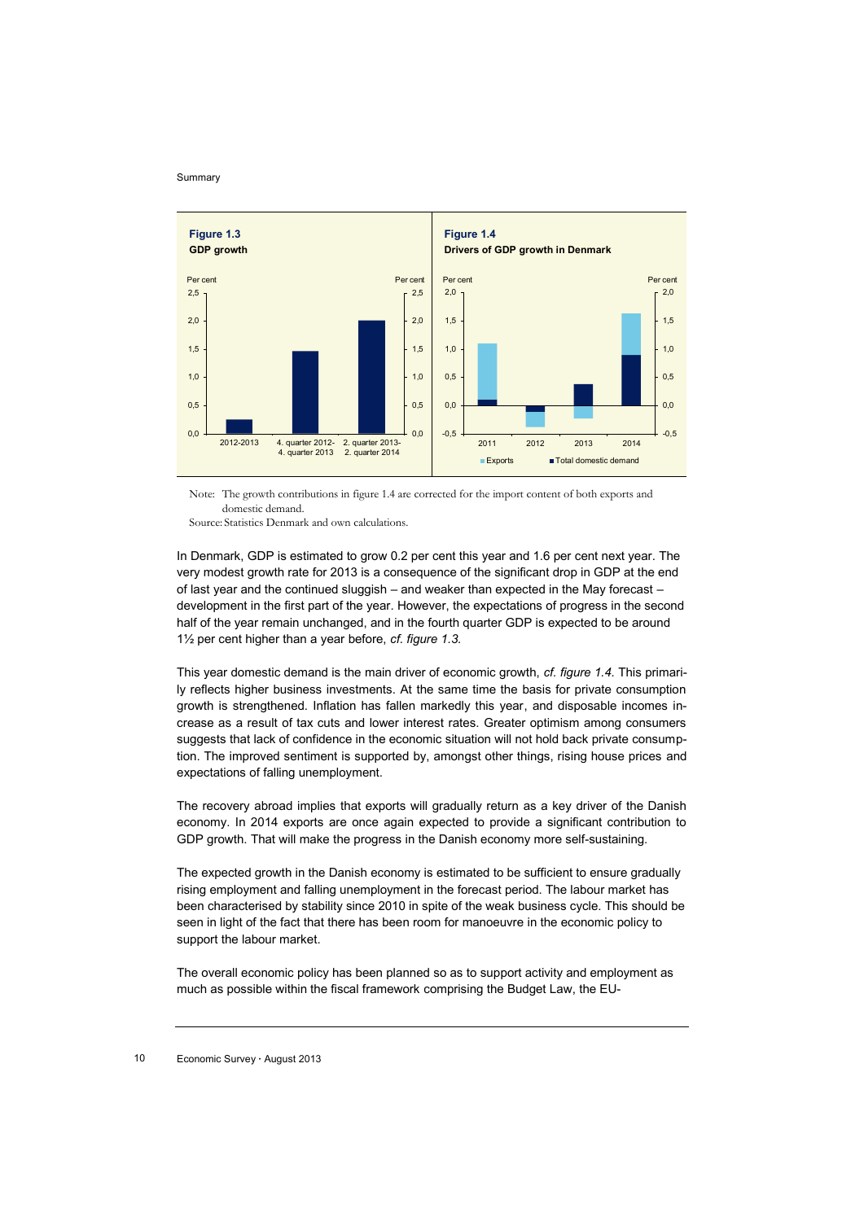**Figure 1.3**
**GDP growth**

**Figure 1.4**
**Drivers of GDP growth in Denmark**

Note: The growth contributions in figure 1.4 are corrected for the import content of both exports and domestic demand.
Source: Statistics Denmark and own calculations.

In Denmark, GDP is estimated to grow 0.2 per cent this year and 1.6 per cent next year. The very modest growth rate for 2013 is a consequence of the significant drop in GDP at the end of last year and the continued sluggish – and weaker than expected in the May forecast – development in the first part of the year. However, the expectations of progress in the second half of the year remain unchanged, and in the fourth quarter GDP is expected to be around 1½ per cent higher than a year before, *cf. figure 1.3.*

This year domestic demand is the main driver of economic growth, *cf. figure 1.4.* This primarily reflects higher business investments. At the same time the basis for private consumption growth is strengthened. Inflation has fallen markedly this year, and disposable incomes increase as a result of tax cuts and lower interest rates. Greater optimism among consumers suggests that lack of confidence in the economic situation will not hold back private consumption. The improved sentiment is supported by, amongst other things, rising house prices and expectations of falling unemployment.

The recovery abroad implies that exports will gradually return as a key driver of the Danish economy. In 2014 exports are once again expected to provide a significant contribution to GDP growth. That will make the progress in the Danish economy more self-sustaining.

The expected growth in the Danish economy is estimated to be sufficient to ensure gradually rising employment and falling unemployment in the forecast period. The labour market has been characterised by stability since 2010 in spite of the weak business cycle. This should be seen in light of the fact that there has been room for manoeuvre in the economic policy to support the labour market.

The overall economic policy has been planned so as to support activity and employment as much as possible within the fiscal framework comprising the Budget Law, the EU-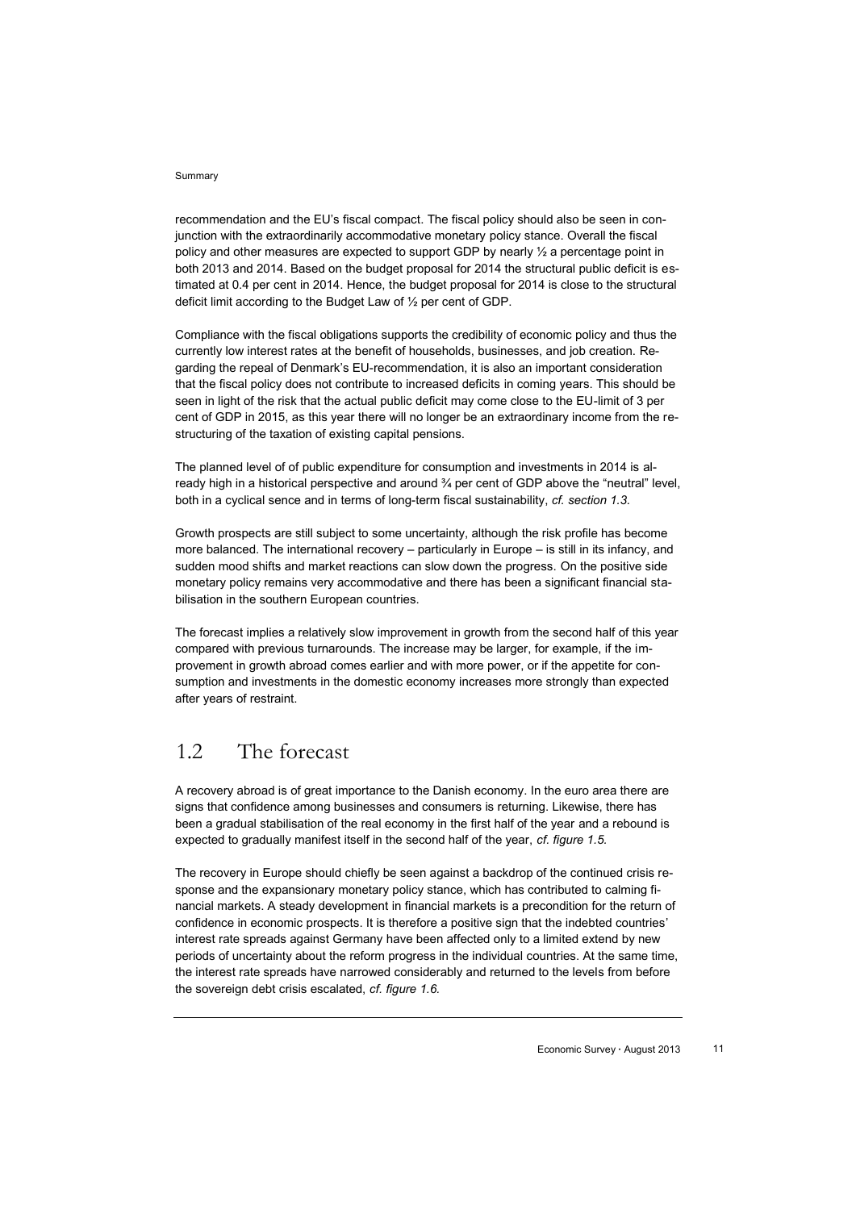recommendation and the EU's fiscal compact. The fiscal policy should also be seen in conjunction with the extraordinarily accommodative monetary policy stance. Overall the fiscal policy and other measures are expected to support GDP by nearly ½ a percentage point in both 2013 and 2014. Based on the budget proposal for 2014 the structural public deficit is estimated at 0.4 per cent in 2014. Hence, the budget proposal for 2014 is close to the structural deficit limit according to the Budget Law of ½ per cent of GDP.

Compliance with the fiscal obligations supports the credibility of economic policy and thus the currently low interest rates at the benefit of households, businesses, and job creation. Regarding the repeal of Denmark's EU-recommendation, it is also an important consideration that the fiscal policy does not contribute to increased deficits in coming years. This should be seen in light of the risk that the actual public deficit may come close to the EU-limit of 3 per cent of GDP in 2015, as this year there will no longer be an extraordinary income from the restructuring of the taxation of existing capital pensions.

The planned level of of public expenditure for consumption and investments in 2014 is already high in a historical perspective and around ¾ per cent of GDP above the "neutral" level, both in a cyclical sence and in terms of long-term fiscal sustainability, *cf. section 1.3.*

Growth prospects are still subject to some uncertainty, although the risk profile has become more balanced. The international recovery – particularly in Europe – is still in its infancy, and sudden mood shifts and market reactions can slow down the progress. On the positive side monetary policy remains very accommodative and there has been a significant financial stabilisation in the southern European countries.

The forecast implies a relatively slow improvement in growth from the second half of this year compared with previous turnarounds. The increase may be larger, for example, if the improvement in growth abroad comes earlier and with more power, or if the appetite for consumption and investments in the domestic economy increases more strongly than expected after years of restraint.

## 1.2 The forecast

A recovery abroad is of great importance to the Danish economy. In the euro area there are signs that confidence among businesses and consumers is returning. Likewise, there has been a gradual stabilisation of the real economy in the first half of the year and a rebound is expected to gradually manifest itself in the second half of the year, *cf. figure 1.5.*

The recovery in Europe should chiefly be seen against a backdrop of the continued crisis response and the expansionary monetary policy stance, which has contributed to calming financial markets. A steady development in financial markets is a precondition for the return of confidence in economic prospects. It is therefore a positive sign that the indebted countries' interest rate spreads against Germany have been affected only to a limited extend by new periods of uncertainty about the reform progress in the individual countries. At the same time, the interest rate spreads have narrowed considerably and returned to the levels from before the sovereign debt crisis escalated, *cf. figure 1.6.*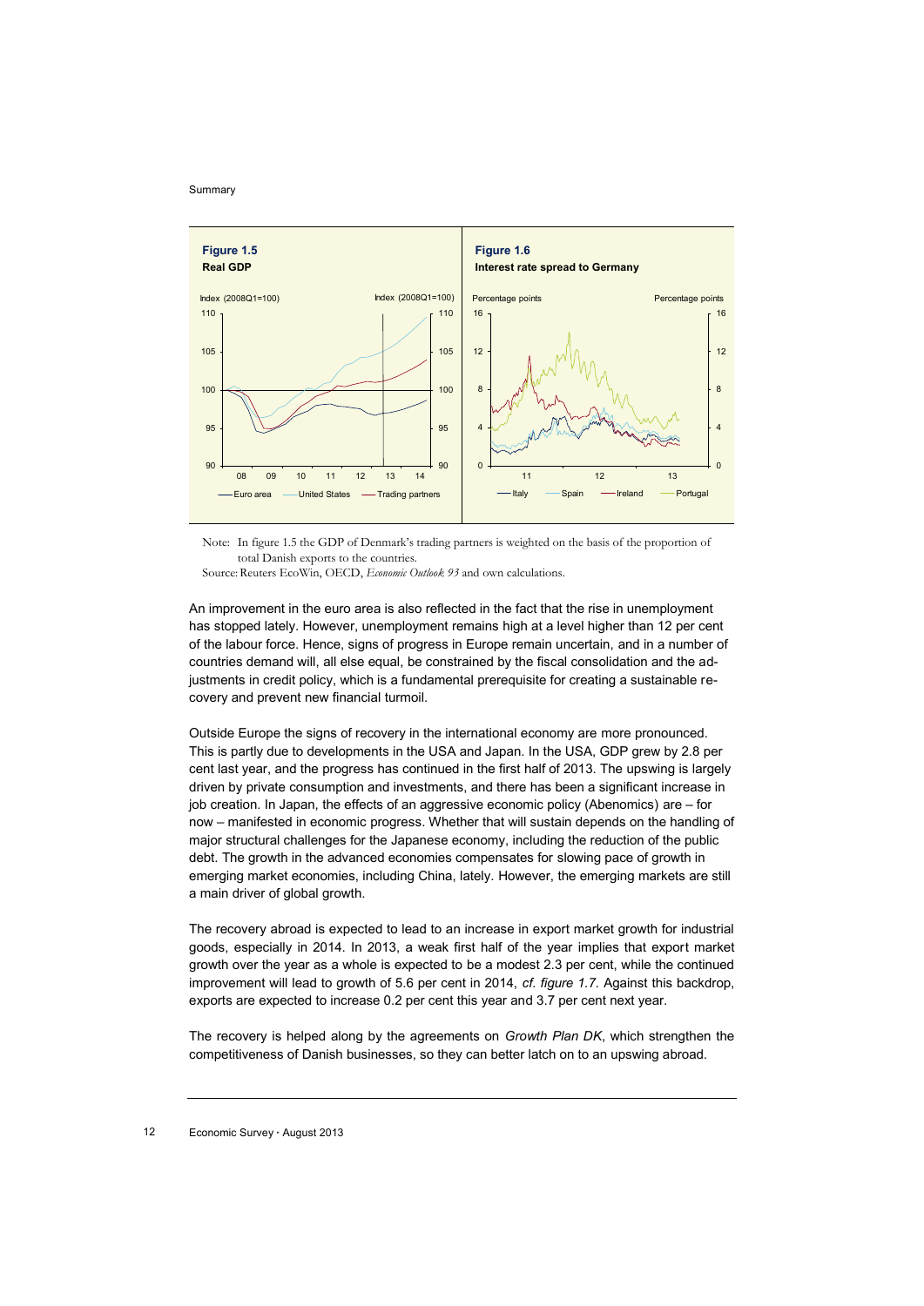**Figure 1.5**
**Real GDP**

**Figure 1.6**
**Interest rate spread to Germany**

Note: In figure 1.5 the GDP of Denmark's trading partners is weighted on the basis of the proportion of total Danish exports to the countries.
Source: Reuters EcoWin, OECD, *Economic Outlook 93* and own calculations.

An improvement in the euro area is also reflected in the fact that the rise in unemployment has stopped lately. However, unemployment remains high at a level higher than 12 per cent of the labour force. Hence, signs of progress in Europe remain uncertain, and in a number of countries demand will, all else equal, be constrained by the fiscal consolidation and the adjustments in credit policy, which is a fundamental prerequisite for creating a sustainable recovery and prevent new financial turmoil.

Outside Europe the signs of recovery in the international economy are more pronounced. This is partly due to developments in the USA and Japan. In the USA, GDP grew by 2.8 per cent last year, and the progress has continued in the first half of 2013. The upswing is largely driven by private consumption and investments, and there has been a significant increase in job creation. In Japan, the effects of an aggressive economic policy (Abenomics) are – for now – manifested in economic progress. Whether that will sustain depends on the handling of major structural challenges for the Japanese economy, including the reduction of the public debt. The growth in the advanced economies compensates for slowing pace of growth in emerging market economies, including China, lately. However, the emerging markets are still a main driver of global growth.

The recovery abroad is expected to lead to an increase in export market growth for industrial goods, especially in 2014. In 2013, a weak first half of the year implies that export market growth over the year as a whole is expected to be a modest 2.3 per cent, while the continued improvement will lead to growth of 5.6 per cent in 2014, *cf. figure 1.7.* Against this backdrop, exports are expected to increase 0.2 per cent this year and 3.7 per cent next year.

The recovery is helped along by the agreements on *Growth Plan DK*, which strengthen the competitiveness of Danish businesses, so they can better latch on to an upswing abroad.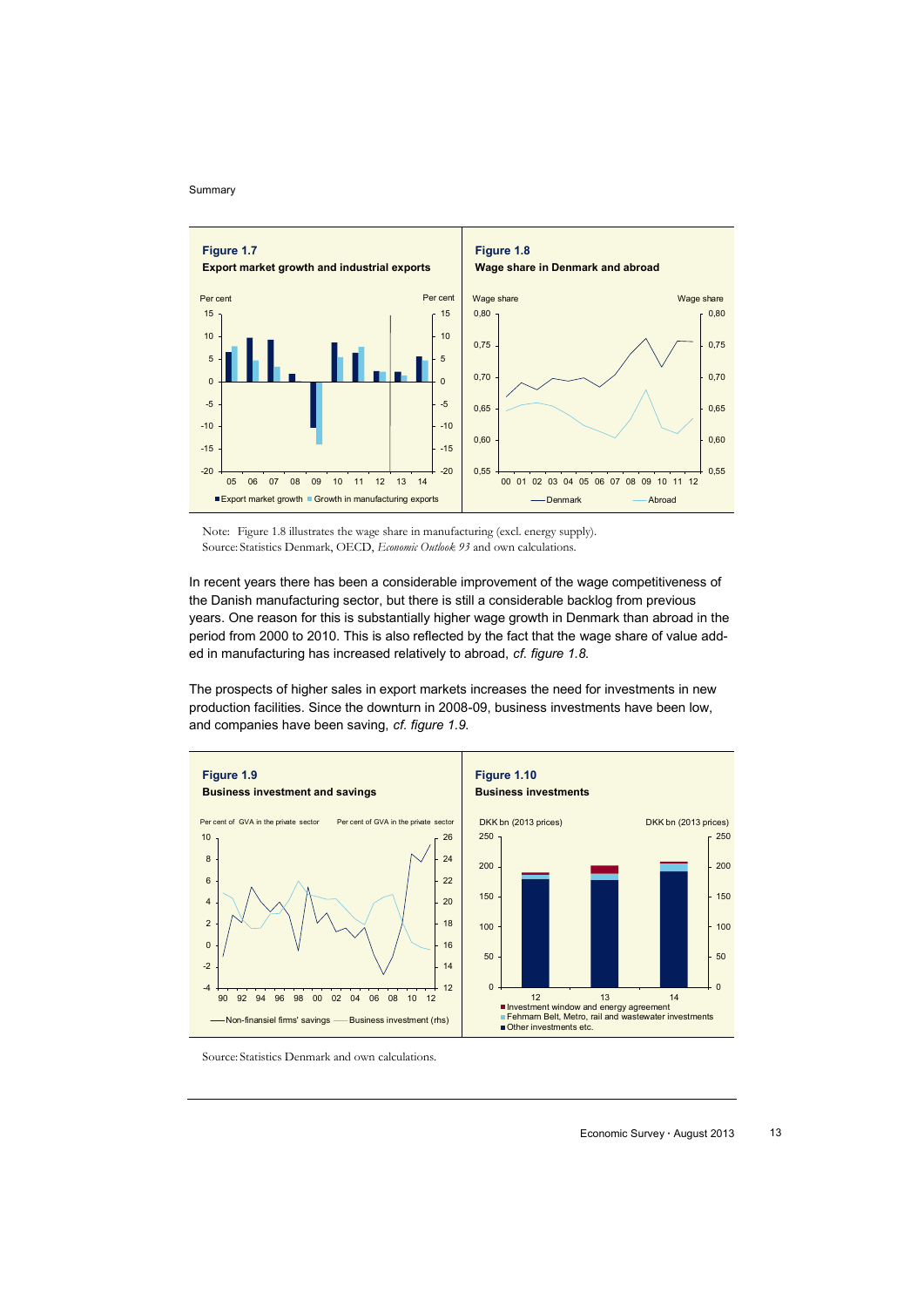**Figure 1.7**
**Export market growth and industrial exports**

**Figure 1.8**
**Wage share in Denmark and abroad**

Note: Figure 1.8 illustrates the wage share in manufacturing (excl. energy supply).
Source: Statistics Denmark, OECD, *Economic Outlook 93* and own calculations.

In recent years there has been a considerable improvement of the wage competitiveness of the Danish manufacturing sector, but there is still a considerable backlog from previous years. One reason for this is substantially higher wage growth in Denmark than abroad in the period from 2000 to 2010. This is also reflected by the fact that the wage share of value added in manufacturing has increased relatively to abroad, *cf. figure 1.8.*

The prospects of higher sales in export markets increases the need for investments in new production facilities. Since the downturn in 2008-09, business investments have been low, and companies have been saving, *cf. figure 1.9.*

**Figure 1.9**
**Business investment and savings**

**Figure 1.10**
**Business investments**

Source: Statistics Denmark and own calculations.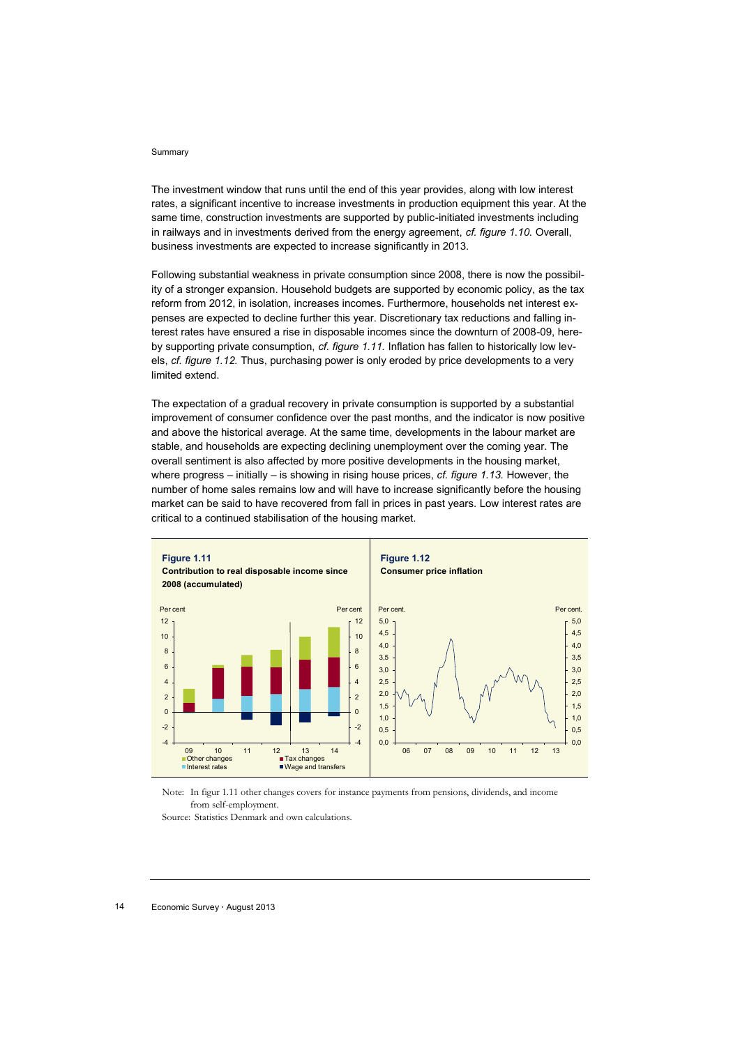The investment window that runs until the end of this year provides, along with low interest rates, a significant incentive to increase investments in production equipment this year. At the same time, construction investments are supported by public-initiated investments including in railways and in investments derived from the energy agreement, *cf. figure 1.10.* Overall, business investments are expected to increase significantly in 2013.

Following substantial weakness in private consumption since 2008, there is now the possibility of a stronger expansion. Household budgets are supported by economic policy, as the tax reform from 2012, in isolation, increases incomes. Furthermore, households net interest expenses are expected to decline further this year. Discretionary tax reductions and falling interest rates have ensured a rise in disposable incomes since the downturn of 2008-09, hereby supporting private consumption, *cf. figure 1.11.* Inflation has fallen to historically low levels, *cf. figure 1.12.* Thus, purchasing power is only eroded by price developments to a very limited extend.

The expectation of a gradual recovery in private consumption is supported by a substantial improvement of consumer confidence over the past months, and the indicator is now positive and above the historical average. At the same time, developments in the labour market are stable, and households are expecting declining unemployment over the coming year. The overall sentiment is also affected by more positive developments in the housing market, where progress – initially – is showing in rising house prices, *cf. figure 1.13.* However, the number of home sales remains low and will have to increase significantly before the housing market can be said to have recovered from fall in prices in past years. Low interest rates are critical to a continued stabilisation of the housing market.

**Figure 1.11**
**Contribution to real disposable income since 2008 (accumulated)**

**Figure 1.12**
**Consumer price inflation**

Note: In figur 1.11 other changes covers for instance payments from pensions, dividends, and income from self-employment.

Source: Statistics Denmark and own calculations.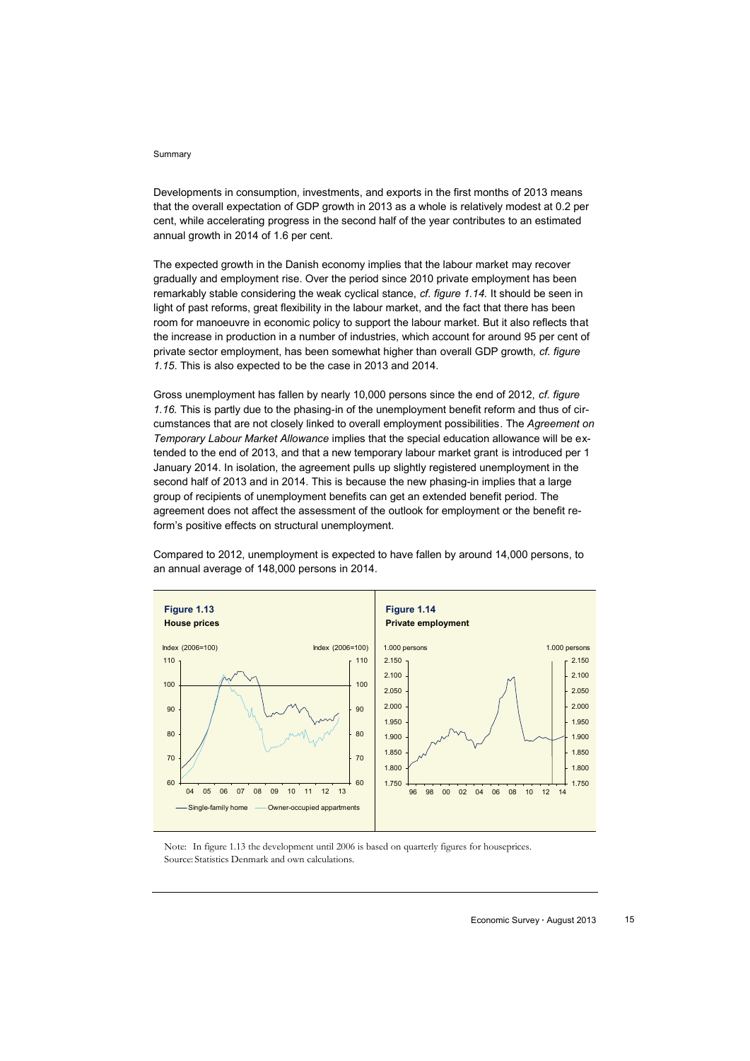Developments in consumption, investments, and exports in the first months of 2013 means that the overall expectation of GDP growth in 2013 as a whole is relatively modest at 0.2 per cent, while accelerating progress in the second half of the year contributes to an estimated annual growth in 2014 of 1.6 per cent.

The expected growth in the Danish economy implies that the labour market may recover gradually and employment rise. Over the period since 2010 private employment has been remarkably stable considering the weak cyclical stance, *cf. figure 1.14.* It should be seen in light of past reforms, great flexibility in the labour market, and the fact that there has been room for manoeuvre in economic policy to support the labour market. But it also reflects that the increase in production in a number of industries, which account for around 95 per cent of private sector employment, has been somewhat higher than overall GDP growth, *cf. figure 1.15*. This is also expected to be the case in 2013 and 2014.

Gross unemployment has fallen by nearly 10,000 persons since the end of 2012, *cf. figure 1.16.* This is partly due to the phasing-in of the unemployment benefit reform and thus of circumstances that are not closely linked to overall employment possibilities. The *Agreement on Temporary Labour Market Allowance* implies that the special education allowance will be extended to the end of 2013, and that a new temporary labour market grant is introduced per 1 January 2014. In isolation, the agreement pulls up slightly registered unemployment in the second half of 2013 and in 2014. This is because the new phasing-in implies that a large group of recipients of unemployment benefits can get an extended benefit period. The agreement does not affect the assessment of the outlook for employment or the benefit reform's positive effects on structural unemployment.

Compared to 2012, unemployment is expected to have fallen by around 14,000 persons, to an annual average of 148,000 persons in 2014.

**Figure 1.13**
**House prices**

**Figure 1.14**
**Private employment**

Note: In figure 1.13 the development until 2006 is based on quarterly figures for houseprices.
Source: Statistics Denmark and own calculations.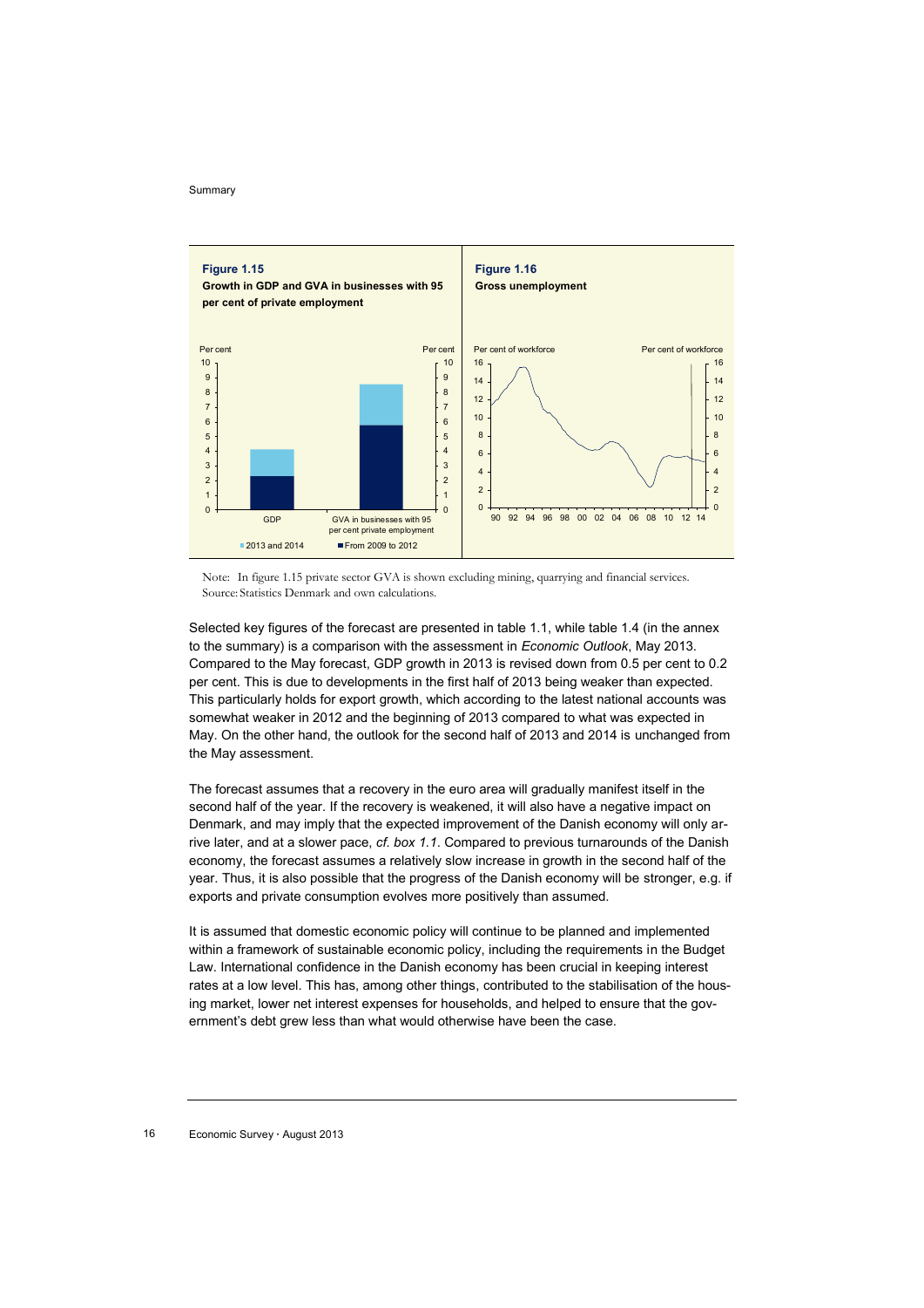**Figure 1.15**
**Growth in GDP and GVA in businesses with 95 per cent of private employment**

**Figure 1.16**
**Gross unemployment**

Note: In figure 1.15 private sector GVA is shown excluding mining, quarrying and financial services.
Source: Statistics Denmark and own calculations.

Selected key figures of the forecast are presented in table 1.1, while table 1.4 (in the annex to the summary) is a comparison with the assessment in *Economic Outlook*, May 2013. Compared to the May forecast, GDP growth in 2013 is revised down from 0.5 per cent to 0.2 per cent. This is due to developments in the first half of 2013 being weaker than expected. This particularly holds for export growth, which according to the latest national accounts was somewhat weaker in 2012 and the beginning of 2013 compared to what was expected in May. On the other hand, the outlook for the second half of 2013 and 2014 is unchanged from the May assessment.

The forecast assumes that a recovery in the euro area will gradually manifest itself in the second half of the year. If the recovery is weakened, it will also have a negative impact on Denmark, and may imply that the expected improvement of the Danish economy will only arrive later, and at a slower pace, *cf. box 1.1*. Compared to previous turnarounds of the Danish economy, the forecast assumes a relatively slow increase in growth in the second half of the year. Thus, it is also possible that the progress of the Danish economy will be stronger, e.g. if exports and private consumption evolves more positively than assumed.

It is assumed that domestic economic policy will continue to be planned and implemented within a framework of sustainable economic policy, including the requirements in the Budget Law. International confidence in the Danish economy has been crucial in keeping interest rates at a low level. This has, among other things, contributed to the stabilisation of the housing market, lower net interest expenses for households, and helped to ensure that the government's debt grew less than what would otherwise have been the case.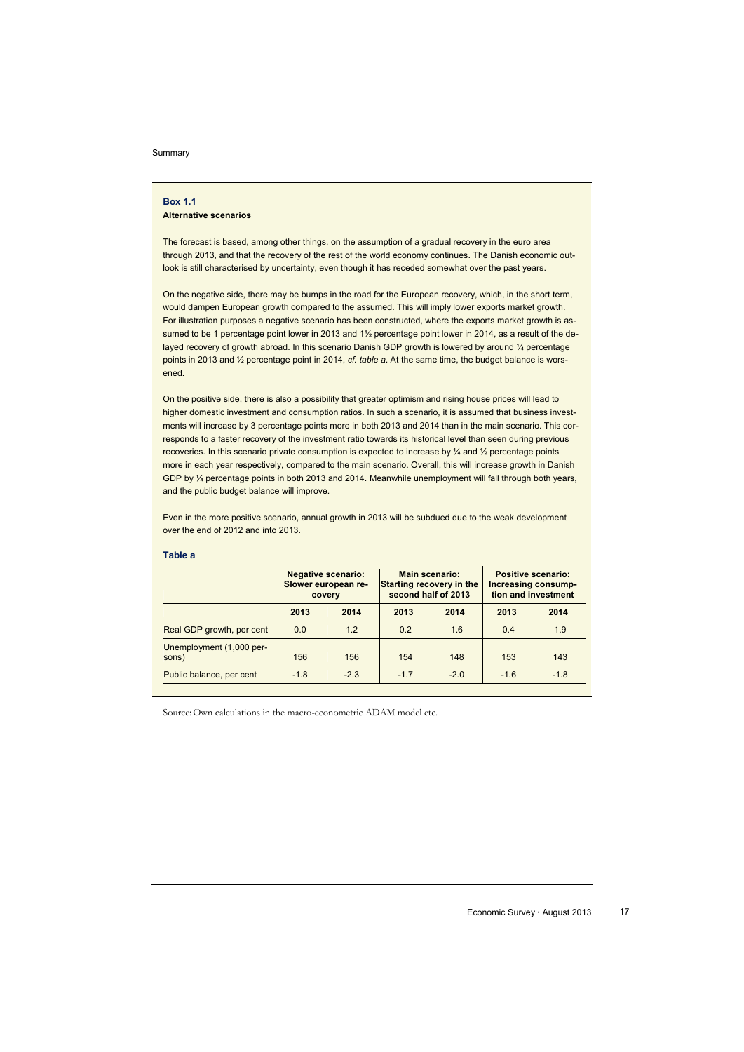### Box 1.1

**Alternative scenarios**

The forecast is based, among other things, on the assumption of a gradual recovery in the euro area through 2013, and that the recovery of the rest of the world economy continues. The Danish economic outlook is still characterised by uncertainty, even though it has receded somewhat over the past years.

On the negative side, there may be bumps in the road for the European recovery, which, in the short term, would dampen European growth compared to the assumed. This will imply lower exports market growth. For illustration purposes a negative scenario has been constructed, where the exports market growth is assumed to be 1 percentage point lower in 2013 and 1½ percentage point lower in 2014, as a result of the delayed recovery of growth abroad. In this scenario Danish GDP growth is lowered by around ¼ percentage points in 2013 and ½ percentage point in 2014, *cf. table a*. At the same time, the budget balance is worsened.

On the positive side, there is also a possibility that greater optimism and rising house prices will lead to higher domestic investment and consumption ratios. In such a scenario, it is assumed that business investments will increase by 3 percentage points more in both 2013 and 2014 than in the main scenario. This corresponds to a faster recovery of the investment ratio towards its historical level than seen during previous recoveries. In this scenario private consumption is expected to increase by ¼ and ½ percentage points more in each year respectively, compared to the main scenario. Overall, this will increase growth in Danish GDP by ¼ percentage points in both 2013 and 2014. Meanwhile unemployment will fall through both years, and the public budget balance will improve.

Even in the more positive scenario, annual growth in 2013 will be subdued due to the weak development over the end of 2012 and into 2013.

**Table a**

| | Negative scenario: Slower european recovery | | Main scenario: Starting recovery in the second half of 2013 | | Positive scenario: Increasing consumption and investment | |
|---|---|---|---|---|---|---|
| | **2013** | **2014** | **2013** | **2014** | **2013** | **2014** |
| Real GDP growth, per cent | 0.0 | 1.2 | 0.2 | 1.6 | 0.4 | 1.9 |
| Unemployment (1,000 persons) | 156 | 156 | 154 | 148 | 153 | 143 |
| Public balance, per cent | -1.8 | -2.3 | -1.7 | -2.0 | -1.6 | -1.8 |

Source: Own calculations in the macro-econometric ADAM model etc.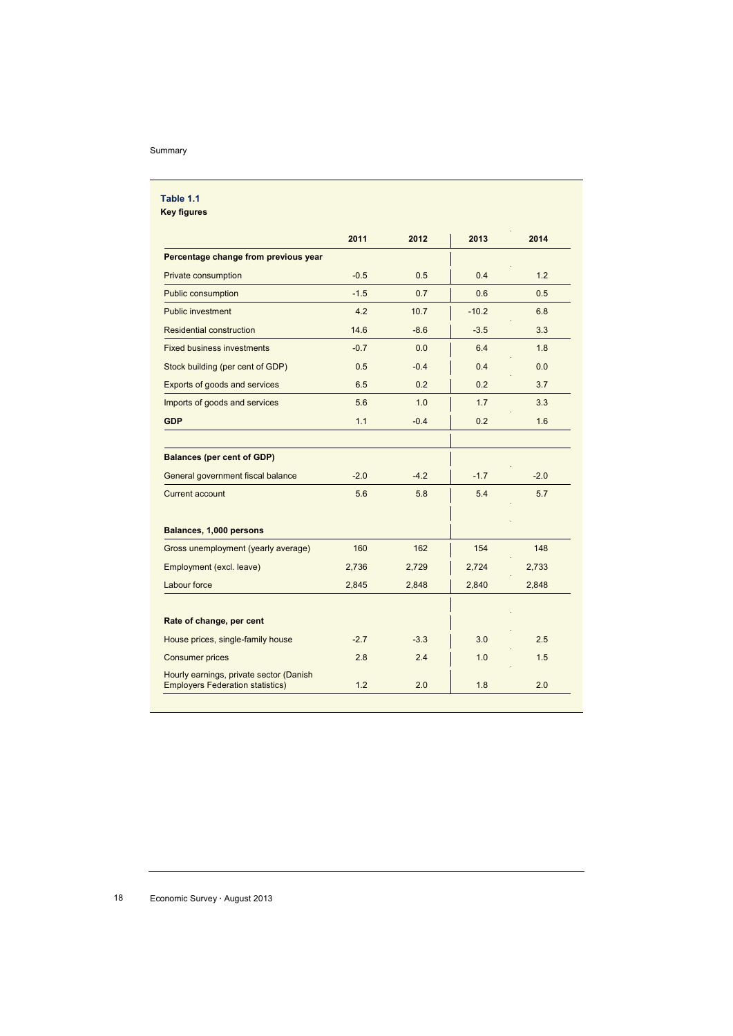**Table 1.1**
**Key figures**

| | 2011 | 2012 | 2013 | 2014 |
|---|---|---|---|---|
| **Percentage change from previous year** | | | | |
| Private consumption | -0.5 | 0.5 | 0.4 | 1.2 |
| Public consumption | -1.5 | 0.7 | 0.6 | 0.5 |
| Public investment | 4.2 | 10.7 | -10.2 | 6.8 |
| Residential construction | 14.6 | -8.6 | -3.5 | 3.3 |
| Fixed business investments | -0.7 | 0.0 | 6.4 | 1.8 |
| Stock building (per cent of GDP) | 0.5 | -0.4 | 0.4 | 0.0 |
| Exports of goods and services | 6.5 | 0.2 | 0.2 | 3.7 |
| Imports of goods and services | 5.6 | 1.0 | 1.7 | 3.3 |
| **GDP** | 1.1 | -0.4 | 0.2 | 1.6 |
| | | | | |
| **Balances (per cent of GDP)** | | | | |
| General government fiscal balance | -2.0 | -4.2 | -1.7 | -2.0 |
| Current account | 5.6 | 5.8 | 5.4 | 5.7 |
| | | | | |
| **Balances, 1,000 persons** | | | | |
| Gross unemployment (yearly average) | 160 | 162 | 154 | 148 |
| Employment (excl. leave) | 2,736 | 2,729 | 2,724 | 2,733 |
| Labour force | 2,845 | 2,848 | 2,840 | 2,848 |
| | | | | |
| **Rate of change, per cent** | | | | |
| House prices, single-family house | -2.7 | -3.3 | 3.0 | 2.5 |
| Consumer prices | 2.8 | 2.4 | 1.0 | 1.5 |
| Hourly earnings, private sector (Danish Employers Federation statistics) | 1.2 | 2.0 | 1.8 | 2.0 |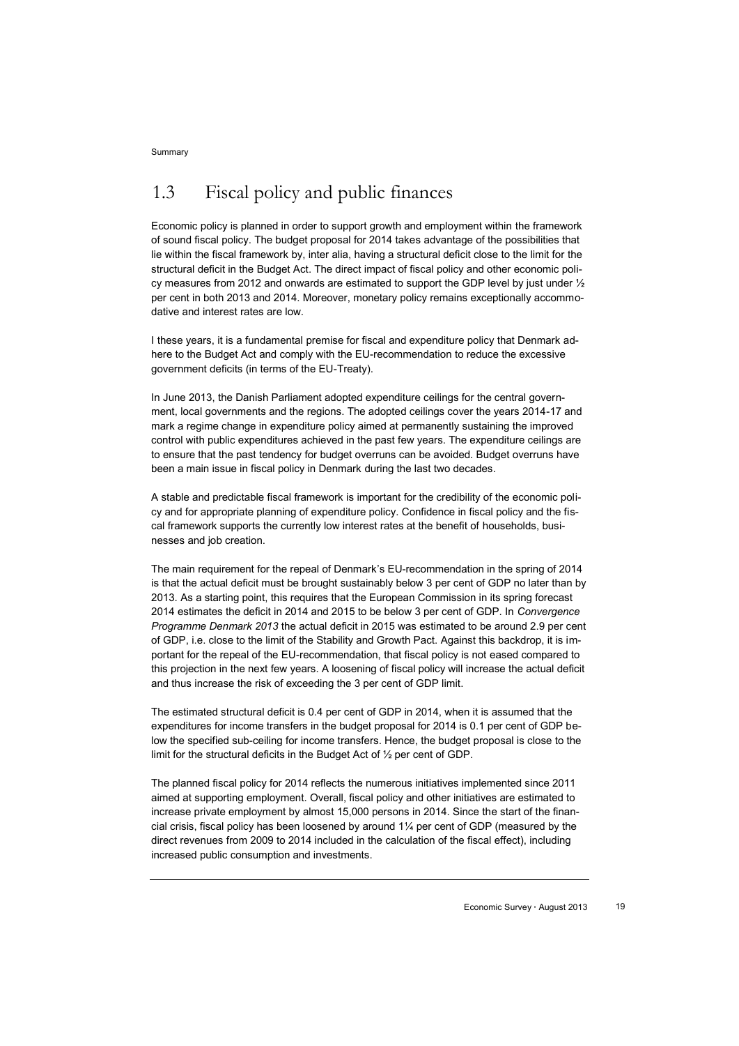## 1.3 Fiscal policy and public finances

Economic policy is planned in order to support growth and employment within the framework of sound fiscal policy. The budget proposal for 2014 takes advantage of the possibilities that lie within the fiscal framework by, inter alia, having a structural deficit close to the limit for the structural deficit in the Budget Act. The direct impact of fiscal policy and other economic policy measures from 2012 and onwards are estimated to support the GDP level by just under ½ per cent in both 2013 and 2014. Moreover, monetary policy remains exceptionally accommodative and interest rates are low.

I these years, it is a fundamental premise for fiscal and expenditure policy that Denmark adhere to the Budget Act and comply with the EU-recommendation to reduce the excessive government deficits (in terms of the EU-Treaty).

In June 2013, the Danish Parliament adopted expenditure ceilings for the central government, local governments and the regions. The adopted ceilings cover the years 2014-17 and mark a regime change in expenditure policy aimed at permanently sustaining the improved control with public expenditures achieved in the past few years. The expenditure ceilings are to ensure that the past tendency for budget overruns can be avoided. Budget overruns have been a main issue in fiscal policy in Denmark during the last two decades.

A stable and predictable fiscal framework is important for the credibility of the economic policy and for appropriate planning of expenditure policy. Confidence in fiscal policy and the fiscal framework supports the currently low interest rates at the benefit of households, businesses and job creation.

The main requirement for the repeal of Denmark's EU-recommendation in the spring of 2014 is that the actual deficit must be brought sustainably below 3 per cent of GDP no later than by 2013. As a starting point, this requires that the European Commission in its spring forecast 2014 estimates the deficit in 2014 and 2015 to be below 3 per cent of GDP. In *Convergence Programme Denmark 2013* the actual deficit in 2015 was estimated to be around 2.9 per cent of GDP, i.e. close to the limit of the Stability and Growth Pact. Against this backdrop, it is important for the repeal of the EU-recommendation, that fiscal policy is not eased compared to this projection in the next few years. A loosening of fiscal policy will increase the actual deficit and thus increase the risk of exceeding the 3 per cent of GDP limit.

The estimated structural deficit is 0.4 per cent of GDP in 2014, when it is assumed that the expenditures for income transfers in the budget proposal for 2014 is 0.1 per cent of GDP below the specified sub-ceiling for income transfers. Hence, the budget proposal is close to the limit for the structural deficits in the Budget Act of ½ per cent of GDP.

The planned fiscal policy for 2014 reflects the numerous initiatives implemented since 2011 aimed at supporting employment. Overall, fiscal policy and other initiatives are estimated to increase private employment by almost 15,000 persons in 2014. Since the start of the financial crisis, fiscal policy has been loosened by around 1¼ per cent of GDP (measured by the direct revenues from 2009 to 2014 included in the calculation of the fiscal effect), including increased public consumption and investments.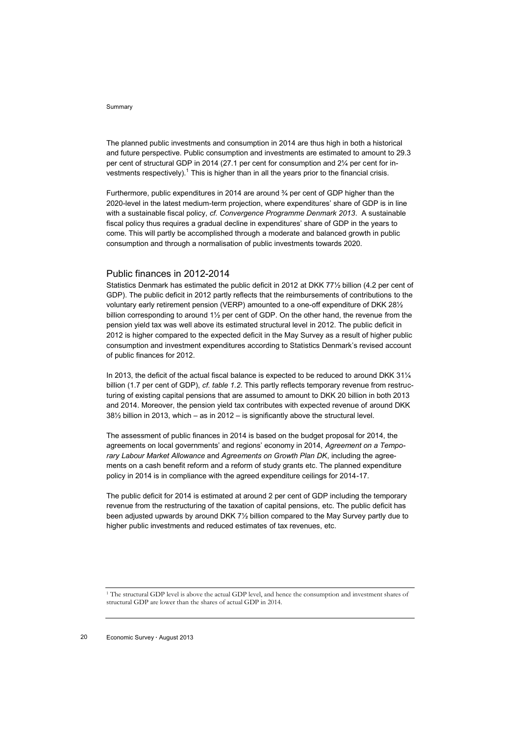The planned public investments and consumption in 2014 are thus high in both a historical and future perspective. Public consumption and investments are estimated to amount to 29.3 per cent of structural GDP in 2014 (27.1 per cent for consumption and 2¼ per cent for investments respectively).[1] This is higher than in all the years prior to the financial crisis.

Furthermore, public expenditures in 2014 are around ¾ per cent of GDP higher than the 2020-level in the latest medium-term projection, where expenditures' share of GDP is in line with a sustainable fiscal policy, *cf. Convergence Programme Denmark 2013*. A sustainable fiscal policy thus requires a gradual decline in expenditures' share of GDP in the years to come. This will partly be accomplished through a moderate and balanced growth in public consumption and through a normalisation of public investments towards 2020.

## Public finances in 2012-2014

Statistics Denmark has estimated the public deficit in 2012 at DKK 77½ billion (4.2 per cent of GDP). The public deficit in 2012 partly reflects that the reimbursements of contributions to the voluntary early retirement pension (VERP) amounted to a one-off expenditure of DKK 28½ billion corresponding to around 1½ per cent of GDP. On the other hand, the revenue from the pension yield tax was well above its estimated structural level in 2012. The public deficit in 2012 is higher compared to the expected deficit in the May Survey as a result of higher public consumption and investment expenditures according to Statistics Denmark's revised account of public finances for 2012.

In 2013, the deficit of the actual fiscal balance is expected to be reduced to around DKK 31¼ billion (1.7 per cent of GDP), *cf. table 1.2.* This partly reflects temporary revenue from restructuring of existing capital pensions that are assumed to amount to DKK 20 billion in both 2013 and 2014. Moreover, the pension yield tax contributes with expected revenue of around DKK 38½ billion in 2013, which – as in 2012 – is significantly above the structural level.

The assessment of public finances in 2014 is based on the budget proposal for 2014, the agreements on local governments' and regions' economy in 2014, *Agreement on a Temporary Labour Market Allowance* and *Agreements on Growth Plan DK*, including the agreements on a cash benefit reform and a reform of study grants etc. The planned expenditure policy in 2014 is in compliance with the agreed expenditure ceilings for 2014-17.

The public deficit for 2014 is estimated at around 2 per cent of GDP including the temporary revenue from the restructuring of the taxation of capital pensions, etc. The public deficit has been adjusted upwards by around DKK 7½ billion compared to the May Survey partly due to higher public investments and reduced estimates of tax revenues, etc.

[1] The structural GDP level is above the actual GDP level, and hence the consumption and investment shares of structural GDP are lower than the shares of actual GDP in 2014.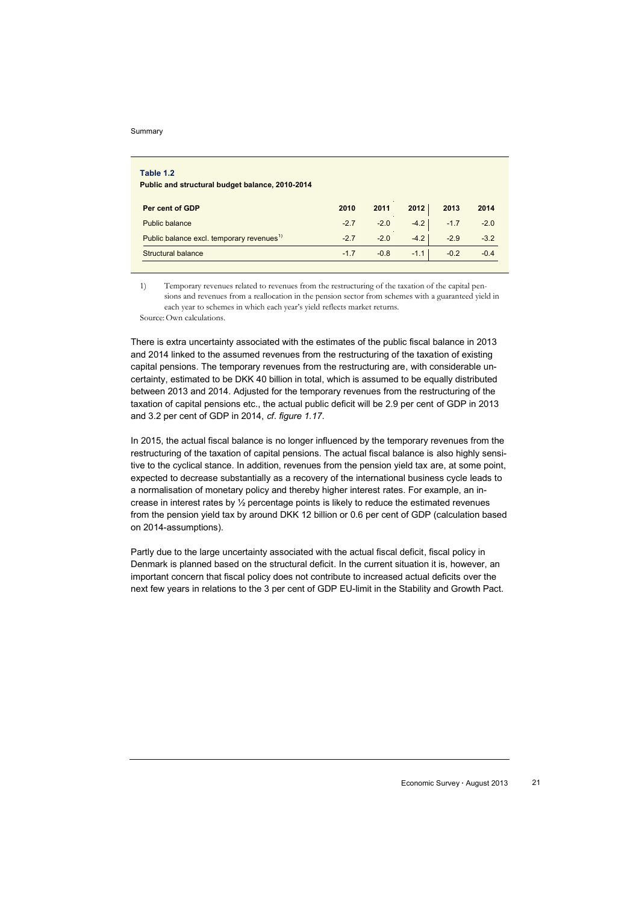**Table 1.2**
**Public and structural budget balance, 2010-2014**

| Per cent of GDP | 2010 | 2011 | 2012 | 2013 | 2014 |
|---|---|---|---|---|---|
| Public balance | -2.7 | -2.0 | -4.2 | -1.7 | -2.0 |
| Public balance excl. temporary revenues[1)] | -2.7 | -2.0 | -4.2 | -2.9 | -3.2 |
| Structural balance | -1.7 | -0.8 | -1.1 | -0.2 | -0.4 |

1) Temporary revenues related to revenues from the restructuring of the taxation of the capital pensions and revenues from a reallocation in the pension sector from schemes with a guaranteed yield in each year to schemes in which each year's yield reflects market returns.

Source: Own calculations.

There is extra uncertainty associated with the estimates of the public fiscal balance in 2013 and 2014 linked to the assumed revenues from the restructuring of the taxation of existing capital pensions. The temporary revenues from the restructuring are, with considerable uncertainty, estimated to be DKK 40 billion in total, which is assumed to be equally distributed between 2013 and 2014. Adjusted for the temporary revenues from the restructuring of the taxation of capital pensions etc., the actual public deficit will be 2.9 per cent of GDP in 2013 and 3.2 per cent of GDP in 2014, *cf. figure 1.17*.

In 2015, the actual fiscal balance is no longer influenced by the temporary revenues from the restructuring of the taxation of capital pensions. The actual fiscal balance is also highly sensitive to the cyclical stance. In addition, revenues from the pension yield tax are, at some point, expected to decrease substantially as a recovery of the international business cycle leads to a normalisation of monetary policy and thereby higher interest rates. For example, an increase in interest rates by ½ percentage points is likely to reduce the estimated revenues from the pension yield tax by around DKK 12 billion or 0.6 per cent of GDP (calculation based on 2014-assumptions).

Partly due to the large uncertainty associated with the actual fiscal deficit, fiscal policy in Denmark is planned based on the structural deficit. In the current situation it is, however, an important concern that fiscal policy does not contribute to increased actual deficits over the next few years in relations to the 3 per cent of GDP EU-limit in the Stability and Growth Pact.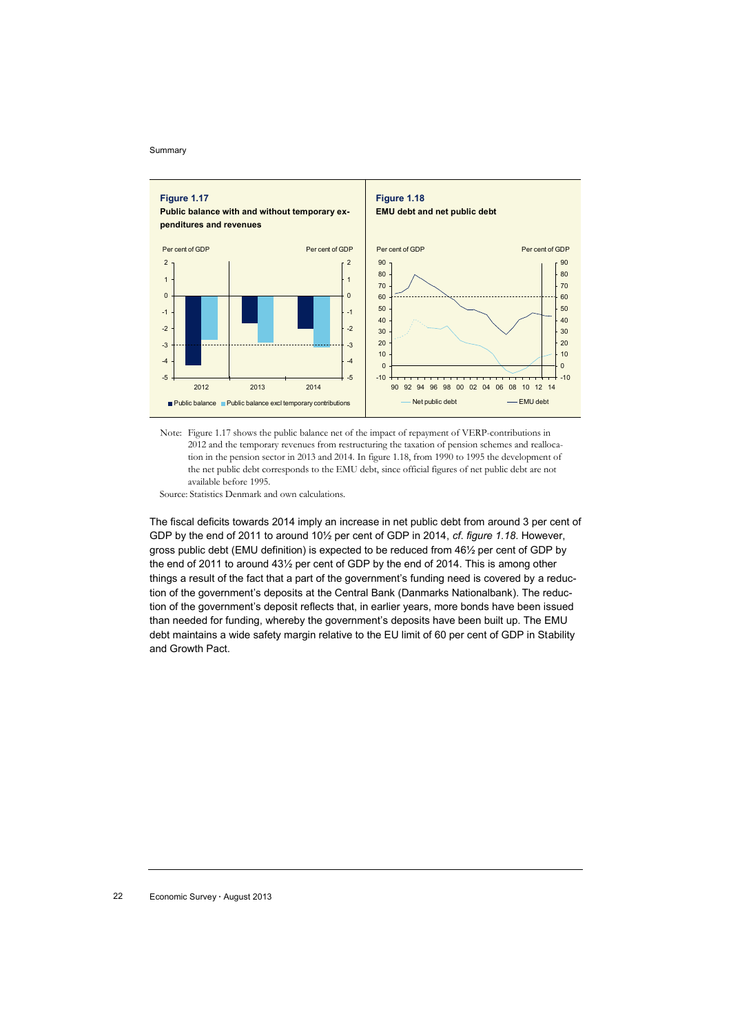**Figure 1.17**
**Public balance with and without temporary expenditures and revenues**

**Figure 1.18**
**EMU debt and net public debt**

Note: Figure 1.17 shows the public balance net of the impact of repayment of VERP-contributions in 2012 and the temporary revenues from restructuring the taxation of pension schemes and reallocation in the pension sector in 2013 and 2014. In figure 1.18, from 1990 to 1995 the development of the net public debt corresponds to the EMU debt, since official figures of net public debt are not available before 1995.

Source: Statistics Denmark and own calculations.

The fiscal deficits towards 2014 imply an increase in net public debt from around 3 per cent of GDP by the end of 2011 to around 10½ per cent of GDP in 2014, *cf. figure 1.18*. However, gross public debt (EMU definition) is expected to be reduced from 46½ per cent of GDP by the end of 2011 to around 43½ per cent of GDP by the end of 2014. This is among other things a result of the fact that a part of the government's funding need is covered by a reduction of the government's deposits at the Central Bank (Danmarks Nationalbank). The reduction of the government's deposit reflects that, in earlier years, more bonds have been issued than needed for funding, whereby the government's deposits have been built up. The EMU debt maintains a wide safety margin relative to the EU limit of 60 per cent of GDP in Stability and Growth Pact.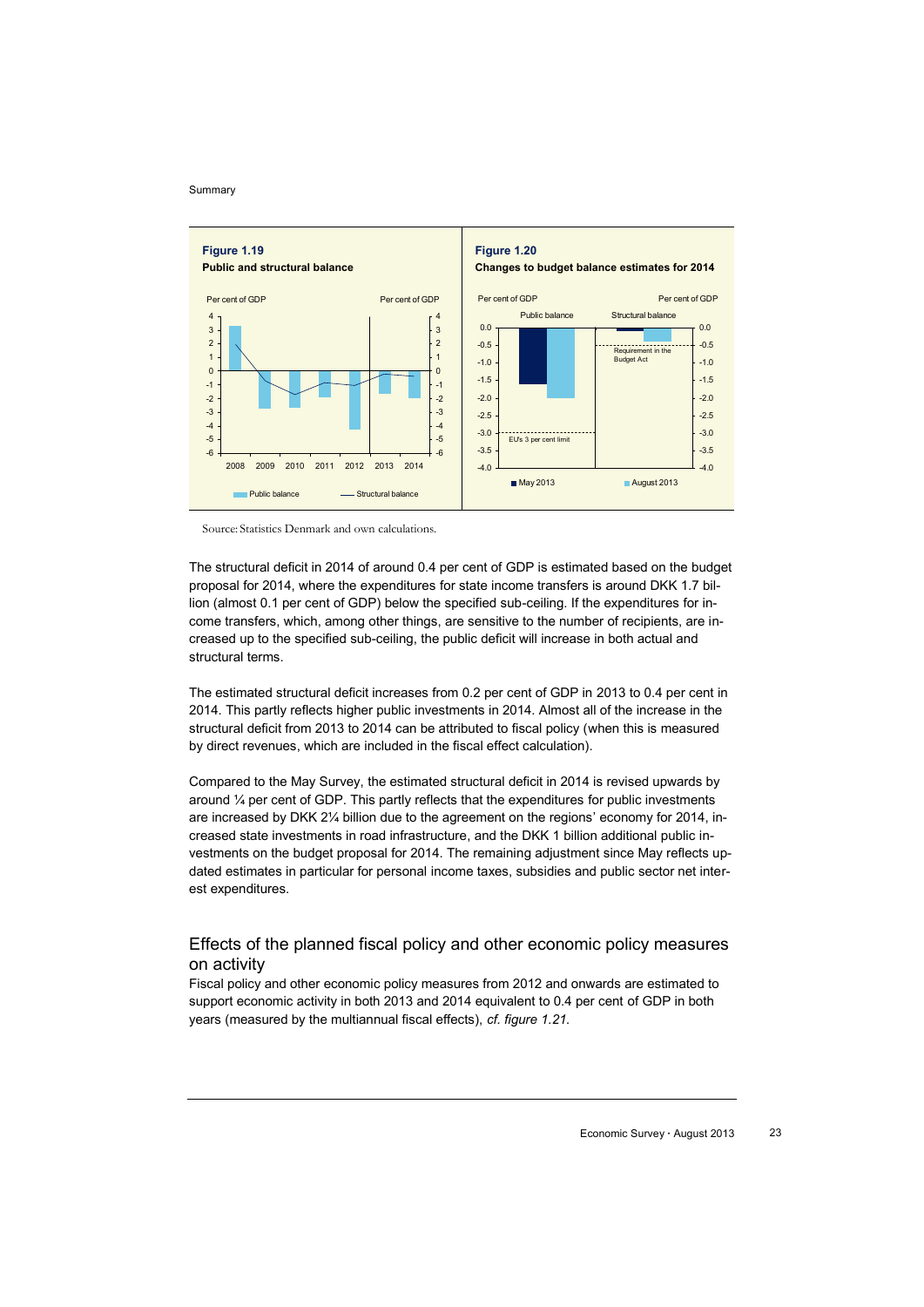**Figure 1.19**
**Public and structural balance**

**Figure 1.20**
**Changes to budget balance estimates for 2014**

Source: Statistics Denmark and own calculations.

The structural deficit in 2014 of around 0.4 per cent of GDP is estimated based on the budget proposal for 2014, where the expenditures for state income transfers is around DKK 1.7 billion (almost 0.1 per cent of GDP) below the specified sub-ceiling. If the expenditures for income transfers, which, among other things, are sensitive to the number of recipients, are increased up to the specified sub-ceiling, the public deficit will increase in both actual and structural terms.

The estimated structural deficit increases from 0.2 per cent of GDP in 2013 to 0.4 per cent in 2014. This partly reflects higher public investments in 2014. Almost all of the increase in the structural deficit from 2013 to 2014 can be attributed to fiscal policy (when this is measured by direct revenues, which are included in the fiscal effect calculation).

Compared to the May Survey, the estimated structural deficit in 2014 is revised upwards by around ¼ per cent of GDP. This partly reflects that the expenditures for public investments are increased by DKK 2¼ billion due to the agreement on the regions' economy for 2014, increased state investments in road infrastructure, and the DKK 1 billion additional public investments on the budget proposal for 2014. The remaining adjustment since May reflects updated estimates in particular for personal income taxes, subsidies and public sector net interest expenditures.

## Effects of the planned fiscal policy and other economic policy measures on activity

Fiscal policy and other economic policy measures from 2012 and onwards are estimated to support economic activity in both 2013 and 2014 equivalent to 0.4 per cent of GDP in both years (measured by the multiannual fiscal effects), *cf. figure 1.21*.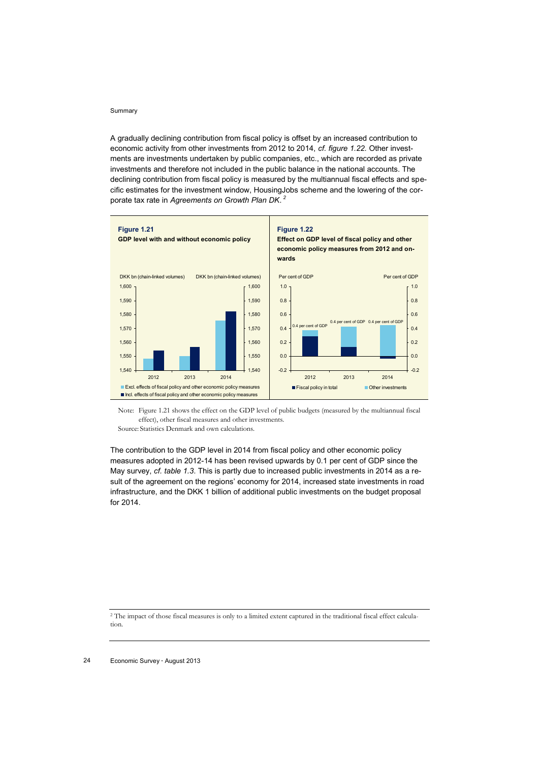A gradually declining contribution from fiscal policy is offset by an increased contribution to economic activity from other investments from 2012 to 2014, *cf. figure 1.22.* Other investments are investments undertaken by public companies, etc., which are recorded as private investments and therefore not included in the public balance in the national accounts. The declining contribution from fiscal policy is measured by the multiannual fiscal effects and specific estimates for the investment window, HousingJobs scheme and the lowering of the corporate tax rate in *Agreements on Growth Plan DK.* [2]

**Figure 1.21**
**GDP level with and without economic policy**

DKK bn (chain-linked volumes)

- Excl. effects of fiscal policy and other economic policy measures
- Incl. effects of fiscal policy and other economic policy measures

**Figure 1.22**
**Effect on GDP level of fiscal policy and other economic policy measures from 2012 and onwards**

Per cent of GDP

- Fiscal policy in total
- Other investments

2012: 0.4 per cent of GDP; 2013: 0.4 per cent of GDP; 2014: 0.4 per cent of GDP

Note: Figure 1.21 shows the effect on the GDP level of public budgets (measured by the multiannual fiscal effect), other fiscal measures and other investments.
Source: Statistics Denmark and own calculations.

The contribution to the GDP level in 2014 from fiscal policy and other economic policy measures adopted in 2012-14 has been revised upwards by 0.1 per cent of GDP since the May survey, *cf. table 1.3.* This is partly due to increased public investments in 2014 as a result of the agreement on the regions' economy for 2014, increased state investments in road infrastructure, and the DKK 1 billion of additional public investments on the budget proposal for 2014.

[2] The impact of those fiscal measures is only to a limited extent captured in the traditional fiscal effect calculation.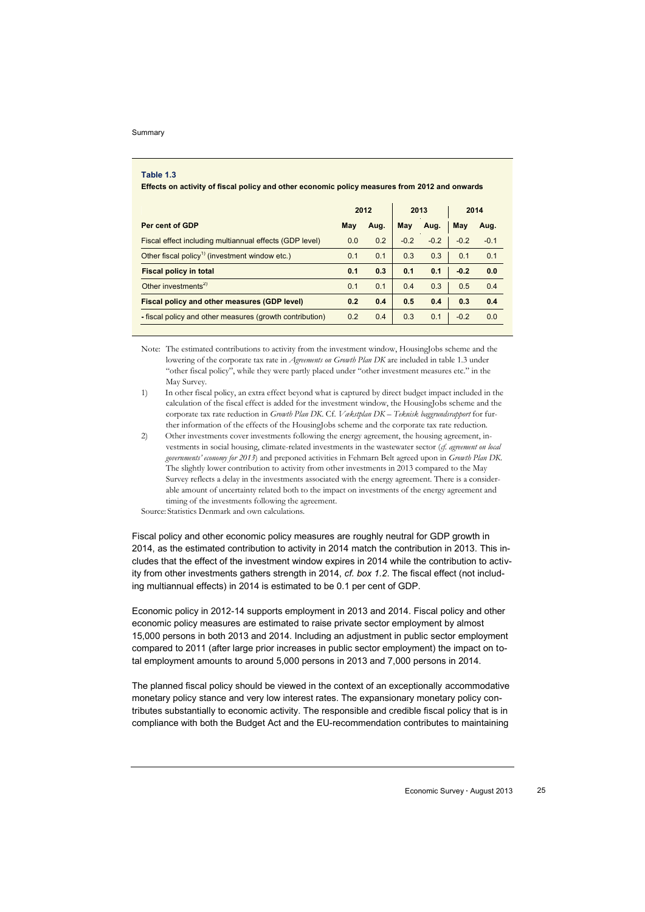**Table 1.3**

**Effects on activity of fiscal policy and other economic policy measures from 2012 and onwards**

| | 2012 | | 2013 | | 2014 | |
|---|---|---|---|---|---|---|
| **Per cent of GDP** | **May** | **Aug.** | **May** | **Aug.** | **May** | **Aug.** |
| Fiscal effect including multiannual effects (GDP level) | 0.0 | 0.2 | -0.2 | -0.2 | -0.2 | -0.1 |
| Other fiscal policy[1)] (investment window etc.) | 0.1 | 0.1 | 0.3 | 0.3 | 0.1 | 0.1 |
| **Fiscal policy in total** | **0.1** | **0.3** | **0.1** | **0.1** | **-0.2** | **0.0** |
| Other investments[2)] | 0.1 | 0.1 | 0.4 | 0.3 | 0.5 | 0.4 |
| **Fiscal policy and other measures (GDP level)** | **0.2** | **0.4** | **0.5** | **0.4** | **0.3** | **0.4** |
| **-** fiscal policy and other measures (growth contribution) | 0.2 | 0.4 | 0.3 | 0.1 | -0.2 | 0.0 |

Note: The estimated contributions to activity from the investment window, HousingJobs scheme and the lowering of the corporate tax rate in *Agreements on Growth Plan DK* are included in table 1.3 under "other fiscal policy", while they were partly placed under "other investment measures etc." in the May Survey.

1) In other fiscal policy, an extra effect beyond what is captured by direct budget impact included in the calculation of the fiscal effect is added for the investment window, the HousingJobs scheme and the corporate tax rate reduction in *Growth Plan DK*. Cf. *Vækstplan DK – Teknisk baggrundsrapport* for further information of the effects of the HousingJobs scheme and the corporate tax rate reduction.

2) Other investments cover investments following the energy agreement, the housing agreement, investments in social housing, climate-related investments in the wastewater sector (*cf. agreement on local governments' economy for 2013*) and preponed activities in Fehmarn Belt agreed upon in *Growth Plan DK*. The slightly lower contribution to activity from other investments in 2013 compared to the May Survey reflects a delay in the investments associated with the energy agreement. There is a considerable amount of uncertainty related both to the impact on investments of the energy agreement and timing of the investments following the agreement.

Source: Statistics Denmark and own calculations.

Fiscal policy and other economic policy measures are roughly neutral for GDP growth in 2014, as the estimated contribution to activity in 2014 match the contribution in 2013. This includes that the effect of the investment window expires in 2014 while the contribution to activity from other investments gathers strength in 2014, *cf. box 1.2*. The fiscal effect (not including multiannual effects) in 2014 is estimated to be 0.1 per cent of GDP.

Economic policy in 2012-14 supports employment in 2013 and 2014. Fiscal policy and other economic policy measures are estimated to raise private sector employment by almost 15,000 persons in both 2013 and 2014. Including an adjustment in public sector employment compared to 2011 (after large prior increases in public sector employment) the impact on total employment amounts to around 5,000 persons in 2013 and 7,000 persons in 2014.

The planned fiscal policy should be viewed in the context of an exceptionally accommodative monetary policy stance and very low interest rates. The expansionary monetary policy contributes substantially to economic activity. The responsible and credible fiscal policy that is in compliance with both the Budget Act and the EU-recommendation contributes to maintaining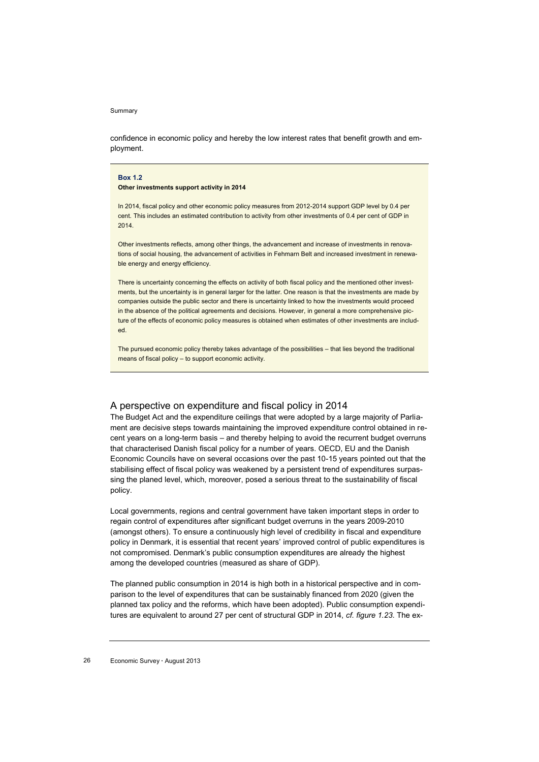confidence in economic policy and hereby the low interest rates that benefit growth and employment.

---

**Box 1.2**
**Other investments support activity in 2014**

In 2014, fiscal policy and other economic policy measures from 2012-2014 support GDP level by 0.4 per cent. This includes an estimated contribution to activity from other investments of 0.4 per cent of GDP in 2014.

Other investments reflects, among other things, the advancement and increase of investments in renovations of social housing, the advancement of activities in Fehmarn Belt and increased investment in renewable energy and energy efficiency.

There is uncertainty concerning the effects on activity of both fiscal policy and the mentioned other investments, but the uncertainty is in general larger for the latter. One reason is that the investments are made by companies outside the public sector and there is uncertainty linked to how the investments would proceed in the absence of the political agreements and decisions. However, in general a more comprehensive picture of the effects of economic policy measures is obtained when estimates of other investments are included.

The pursued economic policy thereby takes advantage of the possibilities – that lies beyond the traditional means of fiscal policy – to support economic activity.

---

## A perspective on expenditure and fiscal policy in 2014

The Budget Act and the expenditure ceilings that were adopted by a large majority of Parliament are decisive steps towards maintaining the improved expenditure control obtained in recent years on a long-term basis – and thereby helping to avoid the recurrent budget overruns that characterised Danish fiscal policy for a number of years. OECD, EU and the Danish Economic Councils have on several occasions over the past 10-15 years pointed out that the stabilising effect of fiscal policy was weakened by a persistent trend of expenditures surpassing the planed level, which, moreover, posed a serious threat to the sustainability of fiscal policy.

Local governments, regions and central government have taken important steps in order to regain control of expenditures after significant budget overruns in the years 2009-2010 (amongst others). To ensure a continuously high level of credibility in fiscal and expenditure policy in Denmark, it is essential that recent years' improved control of public expenditures is not compromised. Denmark's public consumption expenditures are already the highest among the developed countries (measured as share of GDP).

The planned public consumption in 2014 is high both in a historical perspective and in comparison to the level of expenditures that can be sustainably financed from 2020 (given the planned tax policy and the reforms, which have been adopted). Public consumption expenditures are equivalent to around 27 per cent of structural GDP in 2014, *cf. figure 1.23*. The ex-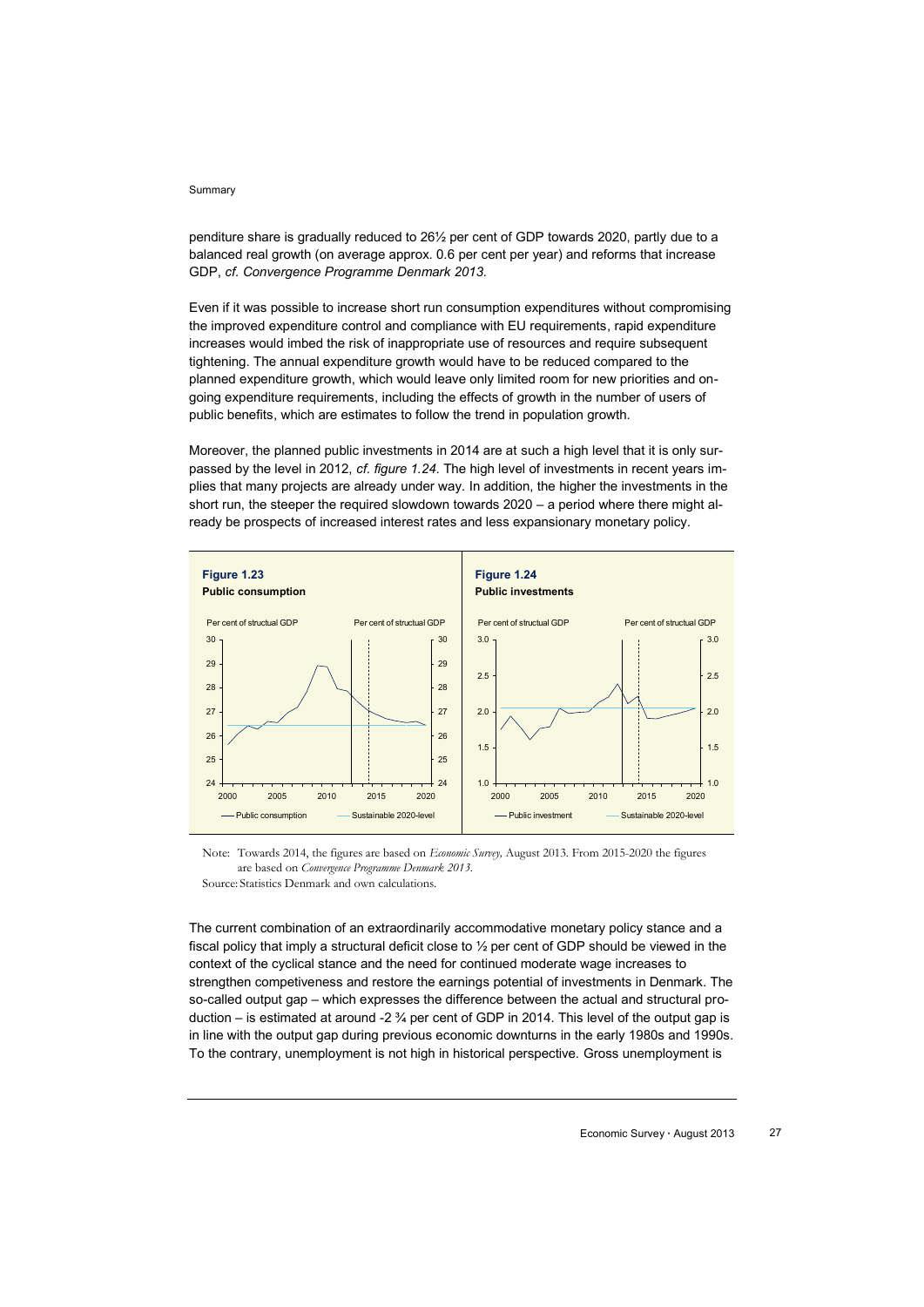penditure share is gradually reduced to 26½ per cent of GDP towards 2020, partly due to a balanced real growth (on average approx. 0.6 per cent per year) and reforms that increase GDP, *cf. Convergence Programme Denmark 2013.*

Even if it was possible to increase short run consumption expenditures without compromising the improved expenditure control and compliance with EU requirements, rapid expenditure increases would imbed the risk of inappropriate use of resources and require subsequent tightening. The annual expenditure growth would have to be reduced compared to the planned expenditure growth, which would leave only limited room for new priorities and ongoing expenditure requirements, including the effects of growth in the number of users of public benefits, which are estimates to follow the trend in population growth.

Moreover, the planned public investments in 2014 are at such a high level that it is only surpassed by the level in 2012, *cf. figure 1.24.* The high level of investments in recent years implies that many projects are already under way. In addition, the higher the investments in the short run, the steeper the required slowdown towards 2020 – a period where there might already be prospects of increased interest rates and less expansionary monetary policy.

**Figure 1.23**
**Public consumption**

**Figure 1.24**
**Public investments**

Note: Towards 2014, the figures are based on *Economic Survey,* August 2013. From 2015-2020 the figures are based on *Convergence Programme Denmark 2013.*

Source: Statistics Denmark and own calculations.

The current combination of an extraordinarily accommodative monetary policy stance and a fiscal policy that imply a structural deficit close to ½ per cent of GDP should be viewed in the context of the cyclical stance and the need for continued moderate wage increases to strengthen competiveness and restore the earnings potential of investments in Denmark. The so-called output gap – which expresses the difference between the actual and structural production – is estimated at around -2 ¾ per cent of GDP in 2014. This level of the output gap is in line with the output gap during previous economic downturns in the early 1980s and 1990s. To the contrary, unemployment is not high in historical perspective. Gross unemployment is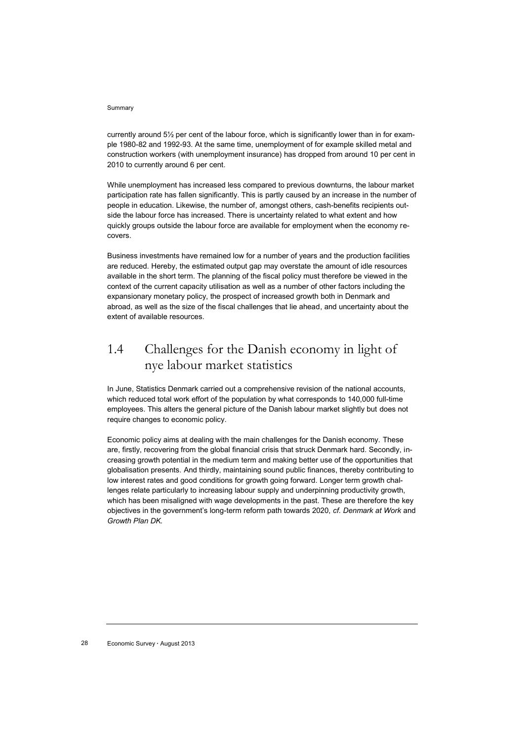currently around 5½ per cent of the labour force, which is significantly lower than in for example 1980-82 and 1992-93. At the same time, unemployment of for example skilled metal and construction workers (with unemployment insurance) has dropped from around 10 per cent in 2010 to currently around 6 per cent.

While unemployment has increased less compared to previous downturns, the labour market participation rate has fallen significantly. This is partly caused by an increase in the number of people in education. Likewise, the number of, amongst others, cash-benefits recipients outside the labour force has increased. There is uncertainty related to what extent and how quickly groups outside the labour force are available for employment when the economy recovers.

Business investments have remained low for a number of years and the production facilities are reduced. Hereby, the estimated output gap may overstate the amount of idle resources available in the short term. The planning of the fiscal policy must therefore be viewed in the context of the current capacity utilisation as well as a number of other factors including the expansionary monetary policy, the prospect of increased growth both in Denmark and abroad, as well as the size of the fiscal challenges that lie ahead, and uncertainty about the extent of available resources.

## 1.4 Challenges for the Danish economy in light of nye labour market statistics

In June, Statistics Denmark carried out a comprehensive revision of the national accounts, which reduced total work effort of the population by what corresponds to 140,000 full-time employees. This alters the general picture of the Danish labour market slightly but does not require changes to economic policy.

Economic policy aims at dealing with the main challenges for the Danish economy. These are, firstly, recovering from the global financial crisis that struck Denmark hard. Secondly, increasing growth potential in the medium term and making better use of the opportunities that globalisation presents. And thirdly, maintaining sound public finances, thereby contributing to low interest rates and good conditions for growth going forward. Longer term growth challenges relate particularly to increasing labour supply and underpinning productivity growth, which has been misaligned with wage developments in the past. These are therefore the key objectives in the government's long-term reform path towards 2020, *cf. Denmark at Work* and *Growth Plan DK.*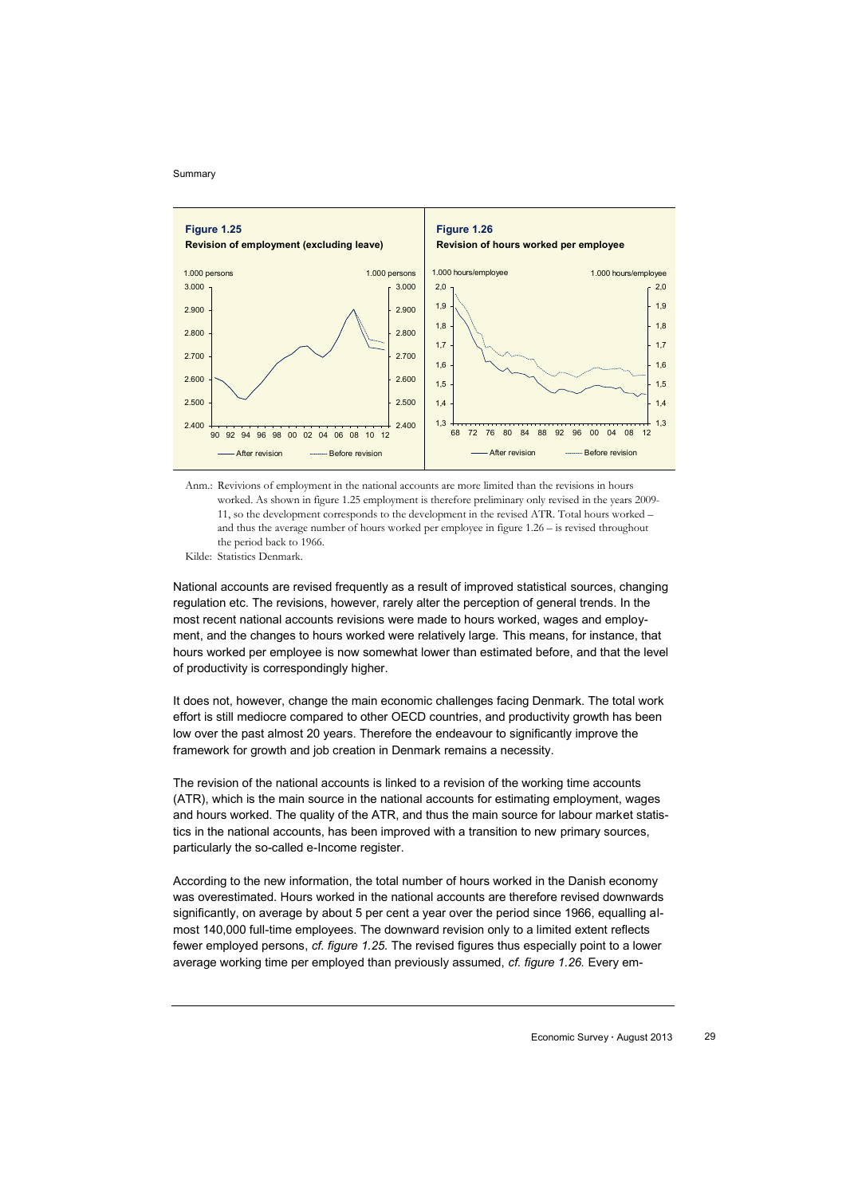**Figure 1.25**
**Revision of employment (excluding leave)**

**Figure 1.26**
**Revision of hours worked per employee**

Anm.: Revivions of employment in the national accounts are more limited than the revisions in hours worked. As shown in figure 1.25 employment is therefore preliminary only revised in the years 2009-11, so the development corresponds to the development in the revised ATR. Total hours worked – and thus the average number of hours worked per employee in figure 1.26 – is revised throughout the period back to 1966.

Kilde: Statistics Denmark.

National accounts are revised frequently as a result of improved statistical sources, changing regulation etc. The revisions, however, rarely alter the perception of general trends. In the most recent national accounts revisions were made to hours worked, wages and employment, and the changes to hours worked were relatively large. This means, for instance, that hours worked per employee is now somewhat lower than estimated before, and that the level of productivity is correspondingly higher.

It does not, however, change the main economic challenges facing Denmark. The total work effort is still mediocre compared to other OECD countries, and productivity growth has been low over the past almost 20 years. Therefore the endeavour to significantly improve the framework for growth and job creation in Denmark remains a necessity.

The revision of the national accounts is linked to a revision of the working time accounts (ATR), which is the main source in the national accounts for estimating employment, wages and hours worked. The quality of the ATR, and thus the main source for labour market statistics in the national accounts, has been improved with a transition to new primary sources, particularly the so-called e-Income register.

According to the new information, the total number of hours worked in the Danish economy was overestimated. Hours worked in the national accounts are therefore revised downwards significantly, on average by about 5 per cent a year over the period since 1966, equalling almost 140,000 full-time employees. The downward revision only to a limited extent reflects fewer employed persons, *cf. figure 1.25.* The revised figures thus especially point to a lower average working time per employed than previously assumed, *cf. figure 1.26.* Every em-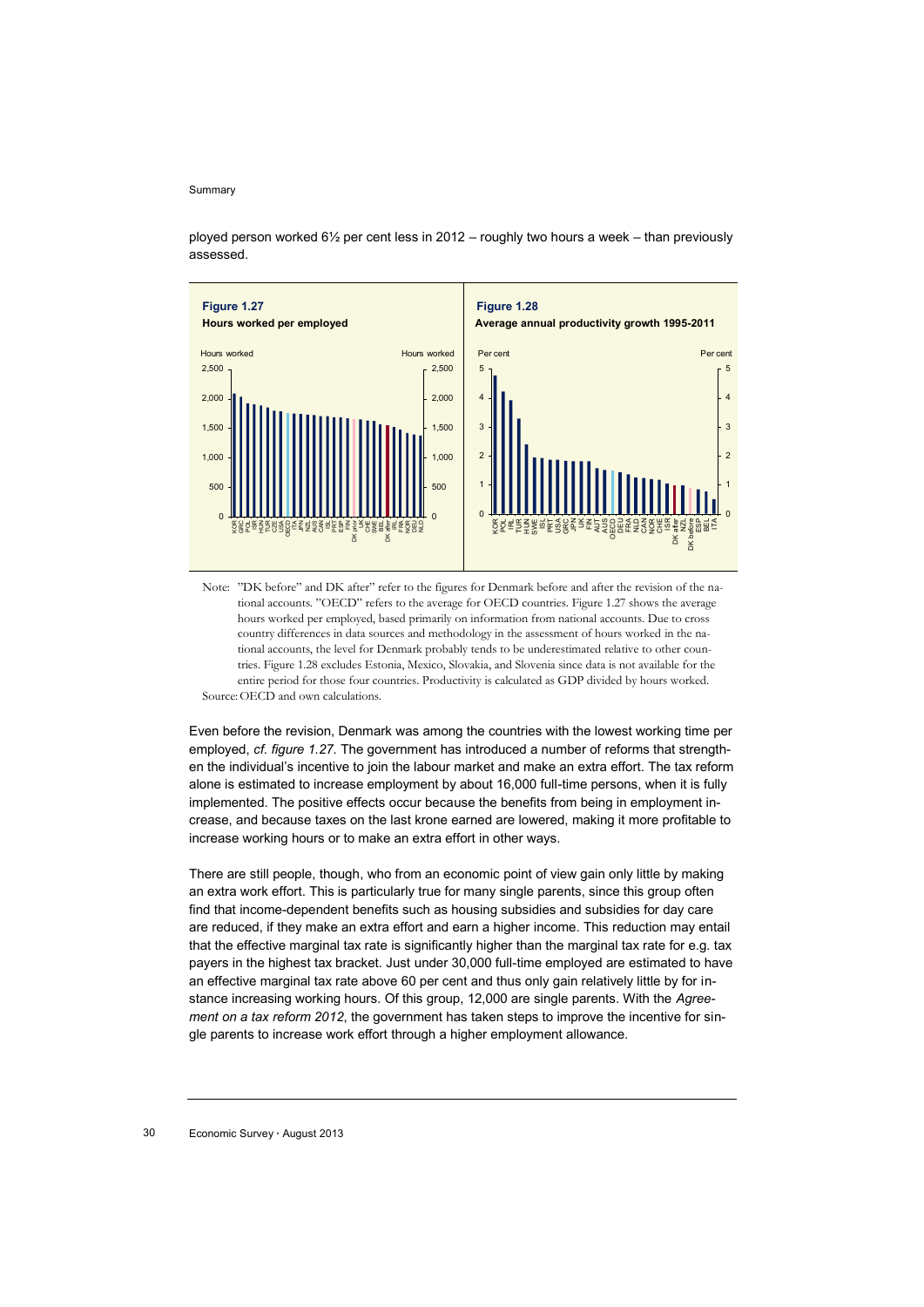ployed person worked 6½ per cent less in 2012 – roughly two hours a week – than previously assessed.

**Figure 1.27**
**Hours worked per employed**

**Figure 1.28**
**Average annual productivity growth 1995-2011**

Note: "DK before" and DK after" refer to the figures for Denmark before and after the revision of the national accounts. "OECD" refers to the average for OECD countries. Figure 1.27 shows the average hours worked per employed, based primarily on information from national accounts. Due to cross country differences in data sources and methodology in the assessment of hours worked in the national accounts, the level for Denmark probably tends to be underestimated relative to other countries. Figure 1.28 excludes Estonia, Mexico, Slovakia, and Slovenia since data is not available for the entire period for those four countries. Productivity is calculated as GDP divided by hours worked.
Source: OECD and own calculations.

Even before the revision, Denmark was among the countries with the lowest working time per employed, *cf. figure 1.27.* The government has introduced a number of reforms that strengthen the individual's incentive to join the labour market and make an extra effort. The tax reform alone is estimated to increase employment by about 16,000 full-time persons, when it is fully implemented. The positive effects occur because the benefits from being in employment increase, and because taxes on the last krone earned are lowered, making it more profitable to increase working hours or to make an extra effort in other ways.

There are still people, though, who from an economic point of view gain only little by making an extra work effort. This is particularly true for many single parents, since this group often find that income-dependent benefits such as housing subsidies and subsidies for day care are reduced, if they make an extra effort and earn a higher income. This reduction may entail that the effective marginal tax rate is significantly higher than the marginal tax rate for e.g. tax payers in the highest tax bracket. Just under 30,000 full-time employed are estimated to have an effective marginal tax rate above 60 per cent and thus only gain relatively little by for instance increasing working hours. Of this group, 12,000 are single parents. With the *Agreement on a tax reform 2012*, the government has taken steps to improve the incentive for single parents to increase work effort through a higher employment allowance.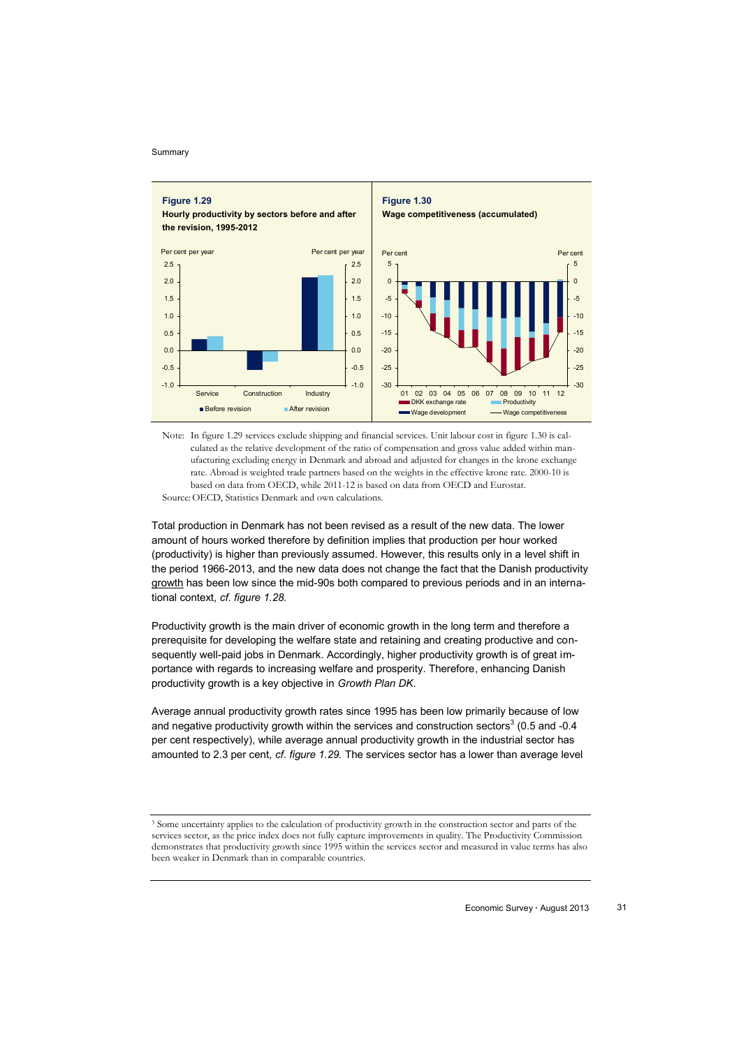**Figure 1.29**
**Hourly productivity by sectors before and after the revision, 1995-2012**

**Figure 1.30**
**Wage competitiveness (accumulated)**

Note: In figure 1.29 services exclude shipping and financial services. Unit labour cost in figure 1.30 is calculated as the relative development of the ratio of compensation and gross value added within manufacturing excluding energy in Denmark and abroad and adjusted for changes in the krone exchange rate. Abroad is weighted trade partners based on the weights in the effective krone rate. 2000-10 is based on data from OECD, while 2011-12 is based on data from OECD and Eurostat.
Source: OECD, Statistics Denmark and own calculations.

Total production in Denmark has not been revised as a result of the new data. The lower amount of hours worked therefore by definition implies that production per hour worked (productivity) is higher than previously assumed. However, this results only in a level shift in the period 1966-2013, and the new data does not change the fact that the Danish productivity growth has been low since the mid-90s both compared to previous periods and in an international context, *cf. figure 1.28.*

Productivity growth is the main driver of economic growth in the long term and therefore a prerequisite for developing the welfare state and retaining and creating productive and consequently well-paid jobs in Denmark. Accordingly, higher productivity growth is of great importance with regards to increasing welfare and prosperity. Therefore, enhancing Danish productivity growth is a key objective in *Growth Plan DK*.

Average annual productivity growth rates since 1995 has been low primarily because of low and negative productivity growth within the services and construction sectors[3] (0.5 and -0.4 per cent respectively), while average annual productivity growth in the industrial sector has amounted to 2.3 per cent, *cf. figure 1.29.* The services sector has a lower than average level

[3] Some uncertainty applies to the calculation of productivity growth in the construction sector and parts of the services sector, as the price index does not fully capture improvements in quality. The Productivity Commission demonstrates that productivity growth since 1995 within the services sector and measured in value terms has also been weaker in Denmark than in comparable countries.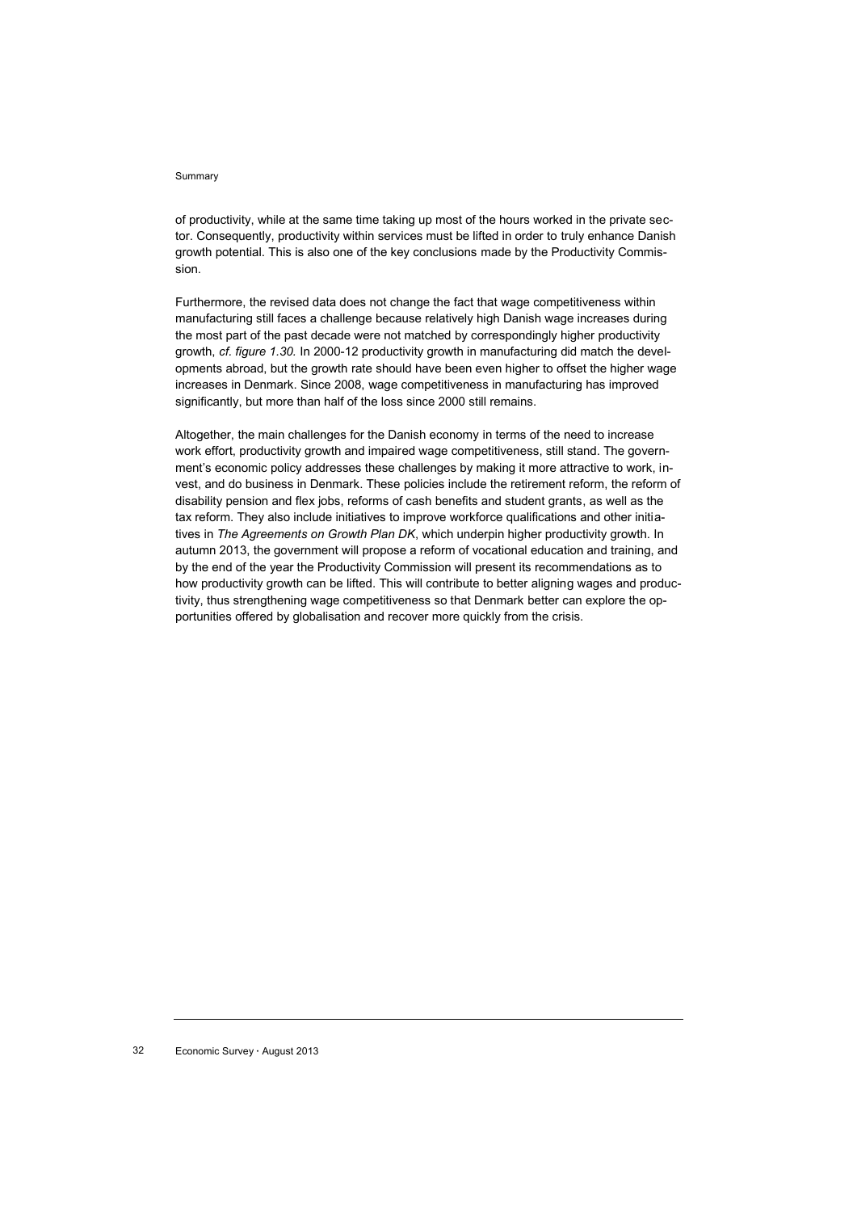of productivity, while at the same time taking up most of the hours worked in the private sector. Consequently, productivity within services must be lifted in order to truly enhance Danish growth potential. This is also one of the key conclusions made by the Productivity Commission.

Furthermore, the revised data does not change the fact that wage competitiveness within manufacturing still faces a challenge because relatively high Danish wage increases during the most part of the past decade were not matched by correspondingly higher productivity growth, *cf. figure 1.30.* In 2000-12 productivity growth in manufacturing did match the developments abroad, but the growth rate should have been even higher to offset the higher wage increases in Denmark. Since 2008, wage competitiveness in manufacturing has improved significantly, but more than half of the loss since 2000 still remains.

Altogether, the main challenges for the Danish economy in terms of the need to increase work effort, productivity growth and impaired wage competitiveness, still stand. The government's economic policy addresses these challenges by making it more attractive to work, invest, and do business in Denmark. These policies include the retirement reform, the reform of disability pension and flex jobs, reforms of cash benefits and student grants, as well as the tax reform. They also include initiatives to improve workforce qualifications and other initiatives in *The Agreements on Growth Plan DK*, which underpin higher productivity growth. In autumn 2013, the government will propose a reform of vocational education and training, and by the end of the year the Productivity Commission will present its recommendations as to how productivity growth can be lifted. This will contribute to better aligning wages and productivity, thus strengthening wage competitiveness so that Denmark better can explore the opportunities offered by globalisation and recover more quickly from the crisis.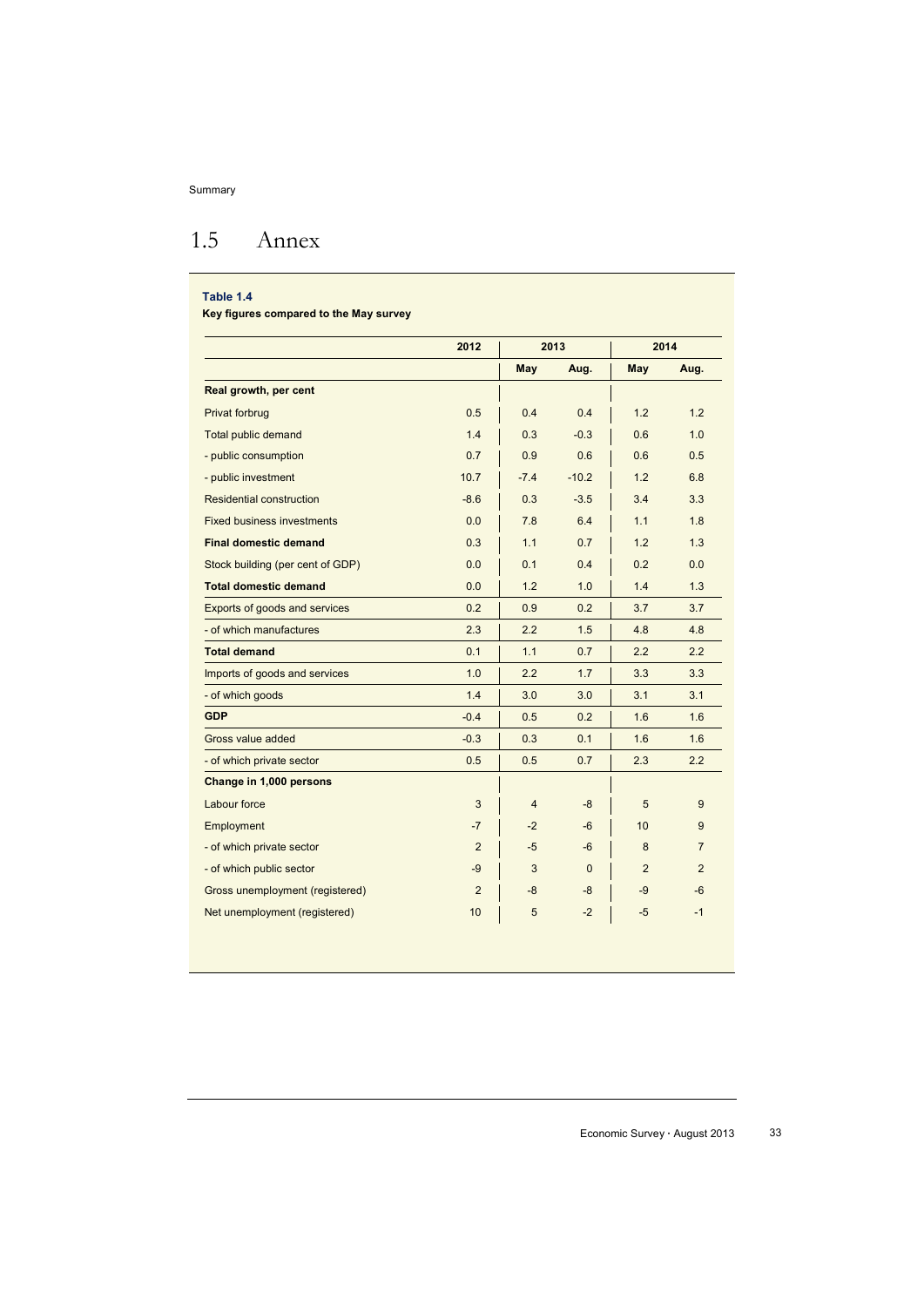## 1.5 Annex

**Table 1.4**
**Key figures compared to the May survey**

| | 2012 | 2013 | | 2014 | |
|---|---|---|---|---|---|
| | | May | Aug. | May | Aug. |
| **Real growth, per cent** | | | | | |
| Privat forbrug | 0.5 | 0.4 | 0.4 | 1.2 | 1.2 |
| Total public demand | 1.4 | 0.3 | -0.3 | 0.6 | 1.0 |
| - public consumption | 0.7 | 0.9 | 0.6 | 0.6 | 0.5 |
| - public investment | 10.7 | -7.4 | -10.2 | 1.2 | 6.8 |
| Residential construction | -8.6 | 0.3 | -3.5 | 3.4 | 3.3 |
| Fixed business investments | 0.0 | 7.8 | 6.4 | 1.1 | 1.8 |
| **Final domestic demand** | 0.3 | 1.1 | 0.7 | 1.2 | 1.3 |
| Stock building (per cent of GDP) | 0.0 | 0.1 | 0.4 | 0.2 | 0.0 |
| **Total domestic demand** | 0.0 | 1.2 | 1.0 | 1.4 | 1.3 |
| Exports of goods and services | 0.2 | 0.9 | 0.2 | 3.7 | 3.7 |
| - of which manufactures | 2.3 | 2.2 | 1.5 | 4.8 | 4.8 |
| **Total demand** | 0.1 | 1.1 | 0.7 | 2.2 | 2.2 |
| Imports of goods and services | 1.0 | 2.2 | 1.7 | 3.3 | 3.3 |
| - of which goods | 1.4 | 3.0 | 3.0 | 3.1 | 3.1 |
| **GDP** | -0.4 | 0.5 | 0.2 | 1.6 | 1.6 |
| Gross value added | -0.3 | 0.3 | 0.1 | 1.6 | 1.6 |
| - of which private sector | 0.5 | 0.5 | 0.7 | 2.3 | 2.2 |
| **Change in 1,000 persons** | | | | | |
| Labour force | 3 | 4 | -8 | 5 | 9 |
| Employment | -7 | -2 | -6 | 10 | 9 |
| - of which private sector | 2 | -5 | -6 | 8 | 7 |
| - of which public sector | -9 | 3 | 0 | 2 | 2 |
| Gross unemployment (registered) | 2 | -8 | -8 | -9 | -6 |
| Net unemployment (registered) | 10 | 5 | -2 | -5 | -1 |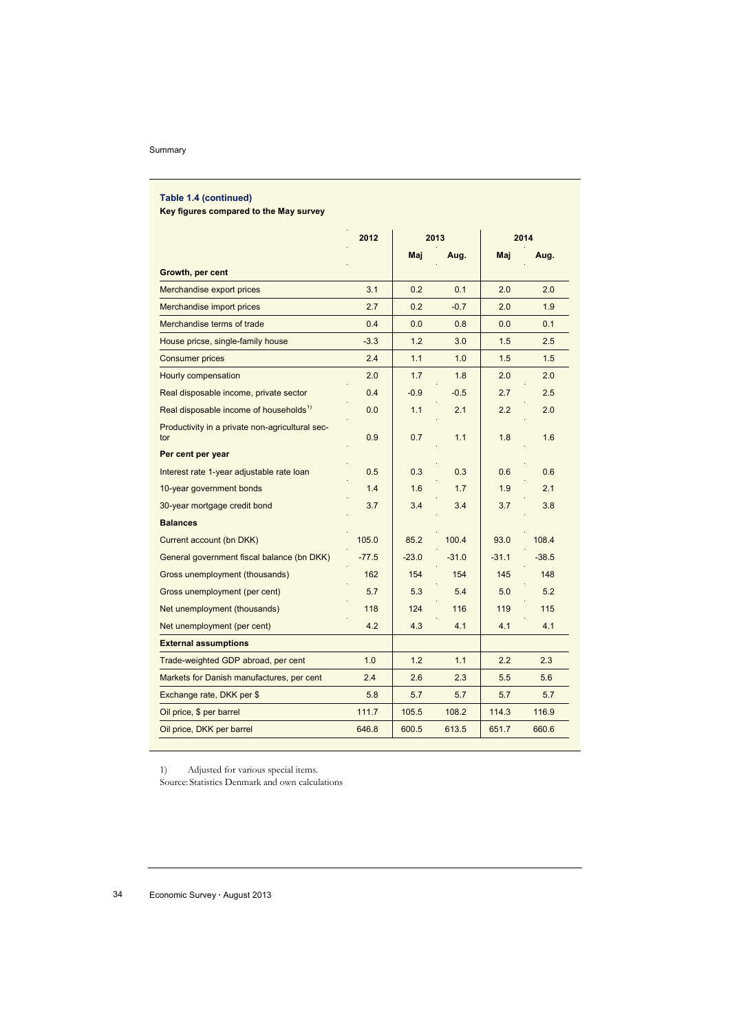**Table 1.4 (continued)**
**Key figures compared to the May survey**

| | 2012 | 2013 | | 2014 | |
|---|---|---|---|---|---|
| | | Maj | Aug. | Maj | Aug. |
| **Growth, per cent** | | | | | |
| Merchandise export prices | 3.1 | 0.2 | 0.1 | 2.0 | 2.0 |
| Merchandise import prices | 2.7 | 0.2 | -0.7 | 2.0 | 1.9 |
| Merchandise terms of trade | 0.4 | 0.0 | 0.8 | 0.0 | 0.1 |
| House pricse, single-family house | -3.3 | 1.2 | 3.0 | 1.5 | 2.5 |
| Consumer prices | 2.4 | 1.1 | 1.0 | 1.5 | 1.5 |
| Hourly compensation | 2.0 | 1.7 | 1.8 | 2.0 | 2.0 |
| Real disposable income, private sector | 0.4 | -0.9 | -0.5 | 2.7 | 2.5 |
| Real disposable income of households[1)] | 0.0 | 1.1 | 2.1 | 2.2 | 2.0 |
| Productivity in a private non-agricultural sector | 0.9 | 0.7 | 1.1 | 1.8 | 1.6 |
| **Per cent per year** | | | | | |
| Interest rate 1-year adjustable rate loan | 0.5 | 0.3 | 0.3 | 0.6 | 0.6 |
| 10-year government bonds | 1.4 | 1.6 | 1.7 | 1.9 | 2.1 |
| 30-year mortgage credit bond | 3.7 | 3.4 | 3.4 | 3.7 | 3.8 |
| **Balances** | | | | | |
| Current account (bn DKK) | 105.0 | 85.2 | 100.4 | 93.0 | 108.4 |
| General government fiscal balance (bn DKK) | -77.5 | -23.0 | -31.0 | -31.1 | -38.5 |
| Gross unemployment (thousands) | 162 | 154 | 154 | 145 | 148 |
| Gross unemployment (per cent) | 5.7 | 5.3 | 5.4 | 5.0 | 5.2 |
| Net unemployment (thousands) | 118 | 124 | 116 | 119 | 115 |
| Net unemployment (per cent) | 4.2 | 4.3 | 4.1 | 4.1 | 4.1 |
| **External assumptions** | | | | | |
| Trade-weighted GDP abroad, per cent | 1.0 | 1.2 | 1.1 | 2.2 | 2.3 |
| Markets for Danish manufactures, per cent | 2.4 | 2.6 | 2.3 | 5.5 | 5.6 |
| Exchange rate, DKK per $ | 5.8 | 5.7 | 5.7 | 5.7 | 5.7 |
| Oil price, $ per barrel | 111.7 | 105.5 | 108.2 | 114.3 | 116.9 |
| Oil price, DKK per barrel | 646.8 | 600.5 | 613.5 | 651.7 | 660.6 |

1) Adjusted for various special items.
Source: Statistics Denmark and own calculations